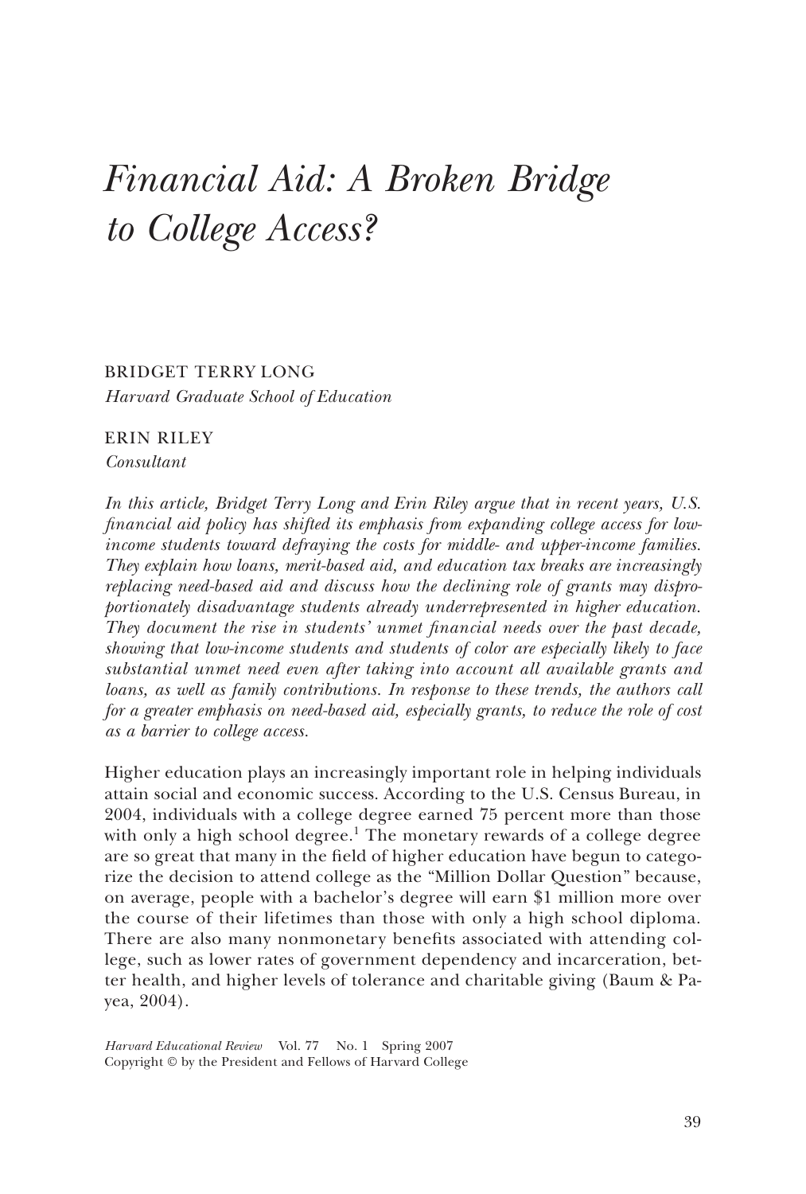# *Financial Aid: A Broken Bridge to College Access?*

BRIDGET TERRY LONG
*Harvard Graduate School of Education*

ERIN RILEY
*Consultant*

*In this article, Bridget Terry Long and Erin Riley argue that in recent years, U.S. financial aid policy has shifted its emphasis from expanding college access for low-income students toward defraying the costs for middle- and upper-income families. They explain how loans, merit-based aid, and education tax breaks are increasingly replacing need-based aid and discuss how the declining role of grants may disproportionately disadvantage students already underrepresented in higher education. They document the rise in students' unmet financial needs over the past decade, showing that low-income students and students of color are especially likely to face substantial unmet need even after taking into account all available grants and loans, as well as family contributions. In response to these trends, the authors call for a greater emphasis on need-based aid, especially grants, to reduce the role of cost as a barrier to college access.*

Higher education plays an increasingly important role in helping individuals attain social and economic success. According to the U.S. Census Bureau, in 2004, individuals with a college degree earned 75 percent more than those with only a high school degree.[1] The monetary rewards of a college degree are so great that many in the field of higher education have begun to categorize the decision to attend college as the "Million Dollar Question" because, on average, people with a bachelor's degree will earn $1 million more over the course of their lifetimes than those with only a high school diploma. There are also many nonmonetary benefits associated with attending college, such as lower rates of government dependency and incarceration, better health, and higher levels of tolerance and charitable giving (Baum & Payea, 2004).

*Harvard Educational Review* Vol. 77 No. 1 Spring 2007
Copyright © by the President and Fellows of Harvard College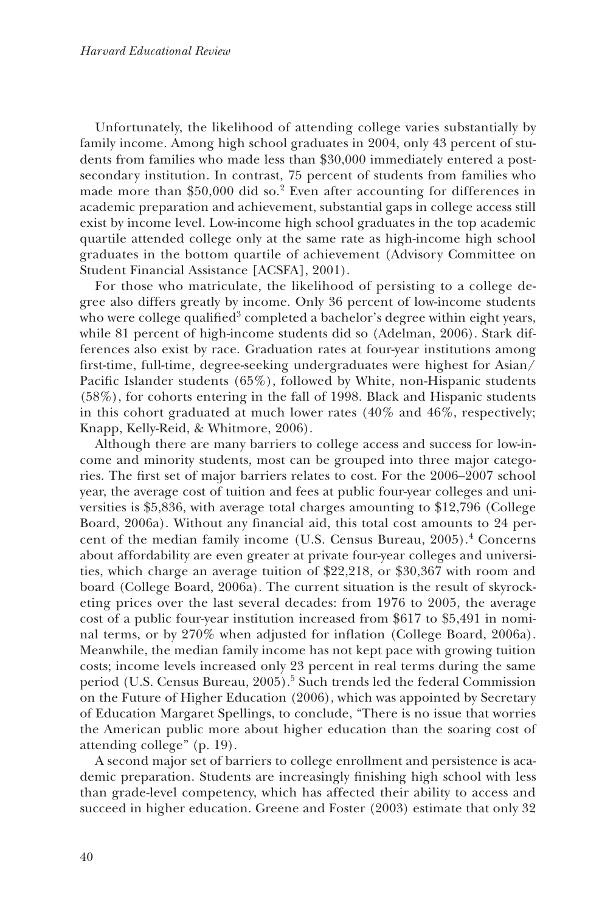Unfortunately, the likelihood of attending college varies substantially by family income. Among high school graduates in 2004, only 43 percent of students from families who made less than $30,000 immediately entered a postsecondary institution. In contrast, 75 percent of students from families who made more than $50,000 did so.[2] Even after accounting for differences in academic preparation and achievement, substantial gaps in college access still exist by income level. Low-income high school graduates in the top academic quartile attended college only at the same rate as high-income high school graduates in the bottom quartile of achievement (Advisory Committee on Student Financial Assistance [ACSFA], 2001).

For those who matriculate, the likelihood of persisting to a college degree also differs greatly by income. Only 36 percent of low-income students who were college qualified[3] completed a bachelor's degree within eight years, while 81 percent of high-income students did so (Adelman, 2006). Stark differences also exist by race. Graduation rates at four-year institutions among first-time, full-time, degree-seeking undergraduates were highest for Asian/Pacific Islander students (65%), followed by White, non-Hispanic students (58%), for cohorts entering in the fall of 1998. Black and Hispanic students in this cohort graduated at much lower rates (40% and 46%, respectively; Knapp, Kelly-Reid, & Whitmore, 2006).

Although there are many barriers to college access and success for low-income and minority students, most can be grouped into three major categories. The first set of major barriers relates to cost. For the 2006–2007 school year, the average cost of tuition and fees at public four-year colleges and universities is $5,836, with average total charges amounting to $12,796 (College Board, 2006a). Without any financial aid, this total cost amounts to 24 percent of the median family income (U.S. Census Bureau, 2005).[4] Concerns about affordability are even greater at private four-year colleges and universities, which charge an average tuition of $22,218, or $30,367 with room and board (College Board, 2006a). The current situation is the result of skyrocketing prices over the last several decades: from 1976 to 2005, the average cost of a public four-year institution increased from $617 to $5,491 in nominal terms, or by 270% when adjusted for inflation (College Board, 2006a). Meanwhile, the median family income has not kept pace with growing tuition costs; income levels increased only 23 percent in real terms during the same period (U.S. Census Bureau, 2005).[5] Such trends led the federal Commission on the Future of Higher Education (2006), which was appointed by Secretary of Education Margaret Spellings, to conclude, "There is no issue that worries the American public more about higher education than the soaring cost of attending college" (p. 19).

A second major set of barriers to college enrollment and persistence is academic preparation. Students are increasingly finishing high school with less than grade-level competency, which has affected their ability to access and succeed in higher education. Greene and Foster (2003) estimate that only 32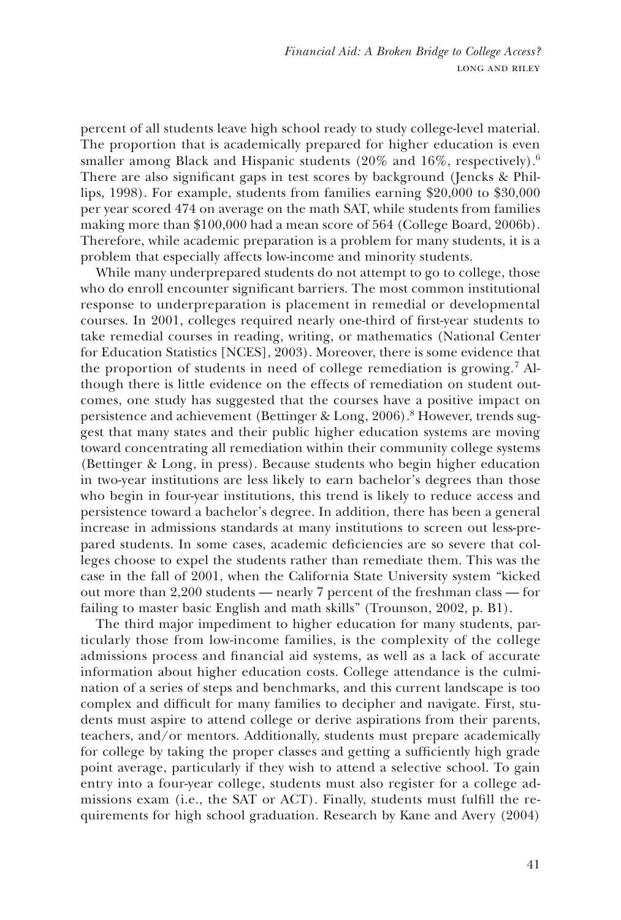percent of all students leave high school ready to study college-level material. The proportion that is academically prepared for higher education is even smaller among Black and Hispanic students (20% and 16%, respectively).[6] There are also significant gaps in test scores by background (Jencks & Phillips, 1998). For example, students from families earning $20,000 to $30,000 per year scored 474 on average on the math SAT, while students from families making more than $100,000 had a mean score of 564 (College Board, 2006b). Therefore, while academic preparation is a problem for many students, it is a problem that especially affects low-income and minority students.

While many underprepared students do not attempt to go to college, those who do enroll encounter significant barriers. The most common institutional response to underpreparation is placement in remedial or developmental courses. In 2001, colleges required nearly one-third of first-year students to take remedial courses in reading, writing, or mathematics (National Center for Education Statistics [NCES], 2003). Moreover, there is some evidence that the proportion of students in need of college remediation is growing.[7] Although there is little evidence on the effects of remediation on student outcomes, one study has suggested that the courses have a positive impact on persistence and achievement (Bettinger & Long, 2006).[8] However, trends suggest that many states and their public higher education systems are moving toward concentrating all remediation within their community college systems (Bettinger & Long, in press). Because students who begin higher education in two-year institutions are less likely to earn bachelor's degrees than those who begin in four-year institutions, this trend is likely to reduce access and persistence toward a bachelor's degree. In addition, there has been a general increase in admissions standards at many institutions to screen out less-prepared students. In some cases, academic deficiencies are so severe that colleges choose to expel the students rather than remediate them. This was the case in the fall of 2001, when the California State University system "kicked out more than 2,200 students — nearly 7 percent of the freshman class — for failing to master basic English and math skills" (Trounson, 2002, p. B1).

The third major impediment to higher education for many students, particularly those from low-income families, is the complexity of the college admissions process and financial aid systems, as well as a lack of accurate information about higher education costs. College attendance is the culmination of a series of steps and benchmarks, and this current landscape is too complex and difficult for many families to decipher and navigate. First, students must aspire to attend college or derive aspirations from their parents, teachers, and/or mentors. Additionally, students must prepare academically for college by taking the proper classes and getting a sufficiently high grade point average, particularly if they wish to attend a selective school. To gain entry into a four-year college, students must also register for a college admissions exam (i.e., the SAT or ACT). Finally, students must fulfill the requirements for high school graduation. Research by Kane and Avery (2004)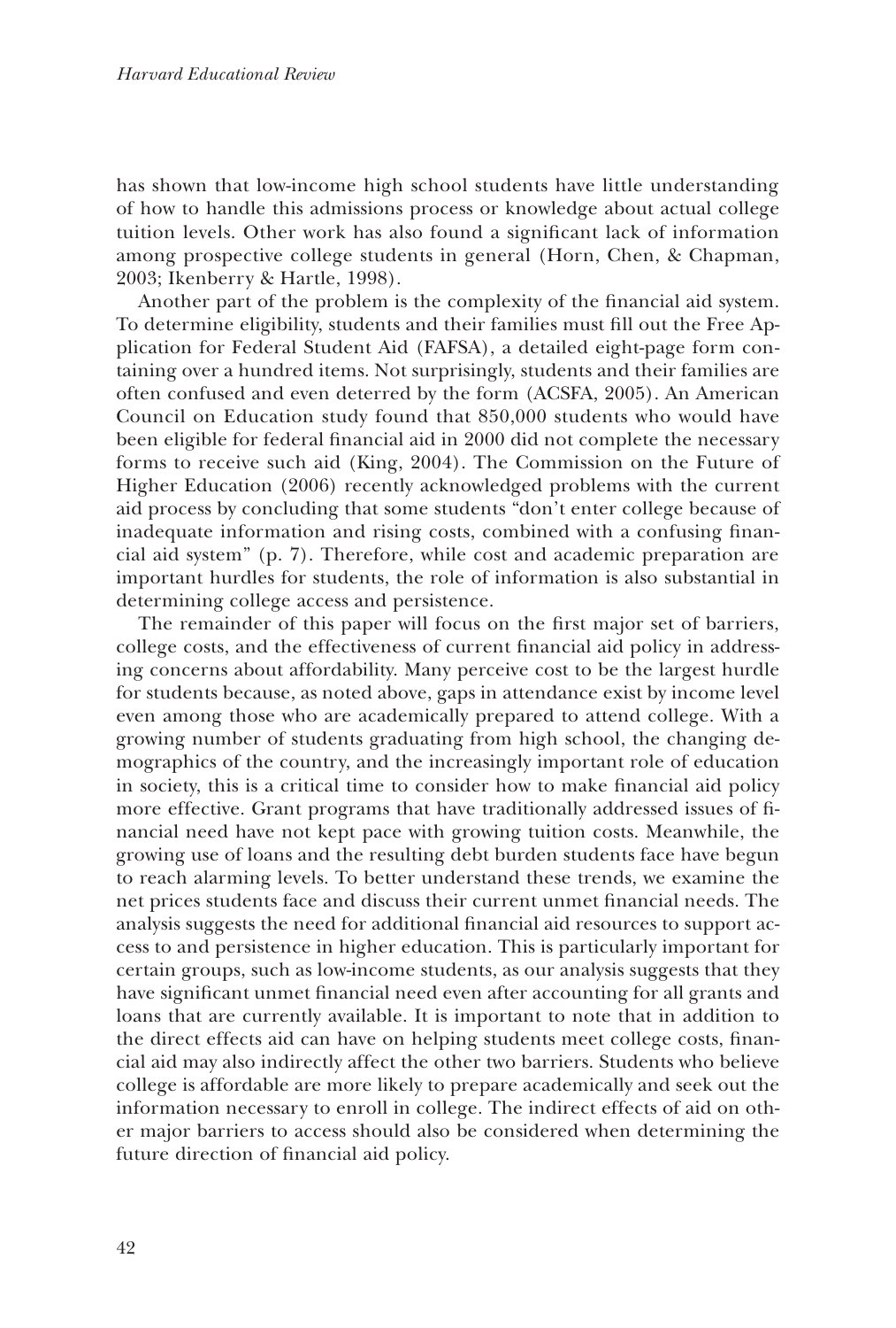has shown that low-income high school students have little understanding of how to handle this admissions process or knowledge about actual college tuition levels. Other work has also found a significant lack of information among prospective college students in general (Horn, Chen, & Chapman, 2003; Ikenberry & Hartle, 1998).

Another part of the problem is the complexity of the financial aid system. To determine eligibility, students and their families must fill out the Free Application for Federal Student Aid (FAFSA), a detailed eight-page form containing over a hundred items. Not surprisingly, students and their families are often confused and even deterred by the form (ACSFA, 2005). An American Council on Education study found that 850,000 students who would have been eligible for federal financial aid in 2000 did not complete the necessary forms to receive such aid (King, 2004). The Commission on the Future of Higher Education (2006) recently acknowledged problems with the current aid process by concluding that some students "don't enter college because of inadequate information and rising costs, combined with a confusing financial aid system" (p. 7). Therefore, while cost and academic preparation are important hurdles for students, the role of information is also substantial in determining college access and persistence.

The remainder of this paper will focus on the first major set of barriers, college costs, and the effectiveness of current financial aid policy in addressing concerns about affordability. Many perceive cost to be the largest hurdle for students because, as noted above, gaps in attendance exist by income level even among those who are academically prepared to attend college. With a growing number of students graduating from high school, the changing demographics of the country, and the increasingly important role of education in society, this is a critical time to consider how to make financial aid policy more effective. Grant programs that have traditionally addressed issues of financial need have not kept pace with growing tuition costs. Meanwhile, the growing use of loans and the resulting debt burden students face have begun to reach alarming levels. To better understand these trends, we examine the net prices students face and discuss their current unmet financial needs. The analysis suggests the need for additional financial aid resources to support access to and persistence in higher education. This is particularly important for certain groups, such as low-income students, as our analysis suggests that they have significant unmet financial need even after accounting for all grants and loans that are currently available. It is important to note that in addition to the direct effects aid can have on helping students meet college costs, financial aid may also indirectly affect the other two barriers. Students who believe college is affordable are more likely to prepare academically and seek out the information necessary to enroll in college. The indirect effects of aid on other major barriers to access should also be considered when determining the future direction of financial aid policy.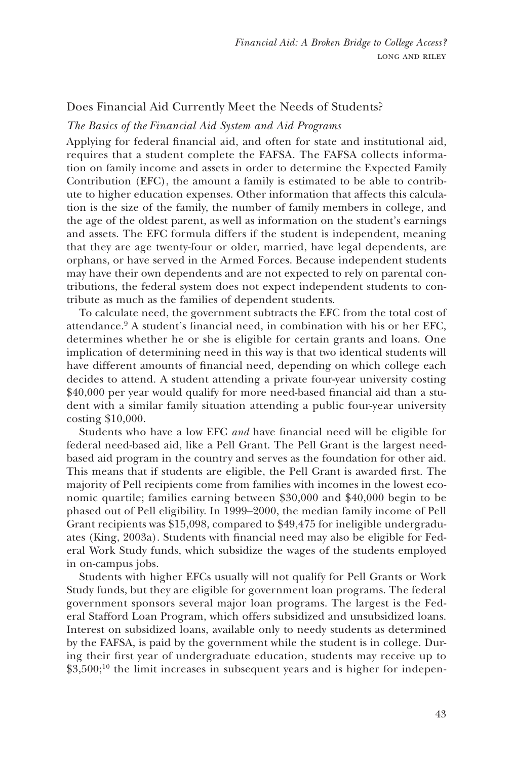## Does Financial Aid Currently Meet the Needs of Students?

### *The Basics of the Financial Aid System and Aid Programs*

Applying for federal financial aid, and often for state and institutional aid, requires that a student complete the FAFSA. The FAFSA collects information on family income and assets in order to determine the Expected Family Contribution (EFC), the amount a family is estimated to be able to contribute to higher education expenses. Other information that affects this calculation is the size of the family, the number of family members in college, and the age of the oldest parent, as well as information on the student's earnings and assets. The EFC formula differs if the student is independent, meaning that they are age twenty-four or older, married, have legal dependents, are orphans, or have served in the Armed Forces. Because independent students may have their own dependents and are not expected to rely on parental contributions, the federal system does not expect independent students to contribute as much as the families of dependent students.

To calculate need, the government subtracts the EFC from the total cost of attendance.[9] A student's financial need, in combination with his or her EFC, determines whether he or she is eligible for certain grants and loans. One implication of determining need in this way is that two identical students will have different amounts of financial need, depending on which college each decides to attend. A student attending a private four-year university costing $40,000 per year would qualify for more need-based financial aid than a student with a similar family situation attending a public four-year university costing $10,000.

Students who have a low EFC *and* have financial need will be eligible for federal need-based aid, like a Pell Grant. The Pell Grant is the largest need-based aid program in the country and serves as the foundation for other aid. This means that if students are eligible, the Pell Grant is awarded first. The majority of Pell recipients come from families with incomes in the lowest economic quartile; families earning between $30,000 and $40,000 begin to be phased out of Pell eligibility. In 1999–2000, the median family income of Pell Grant recipients was $15,098, compared to $49,475 for ineligible undergraduates (King, 2003a). Students with financial need may also be eligible for Federal Work Study funds, which subsidize the wages of the students employed in on-campus jobs.

Students with higher EFCs usually will not qualify for Pell Grants or Work Study funds, but they are eligible for government loan programs. The federal government sponsors several major loan programs. The largest is the Federal Stafford Loan Program, which offers subsidized and unsubsidized loans. Interest on subsidized loans, available only to needy students as determined by the FAFSA, is paid by the government while the student is in college. During their first year of undergraduate education, students may receive up to $3,500;[10] the limit increases in subsequent years and is higher for indepen-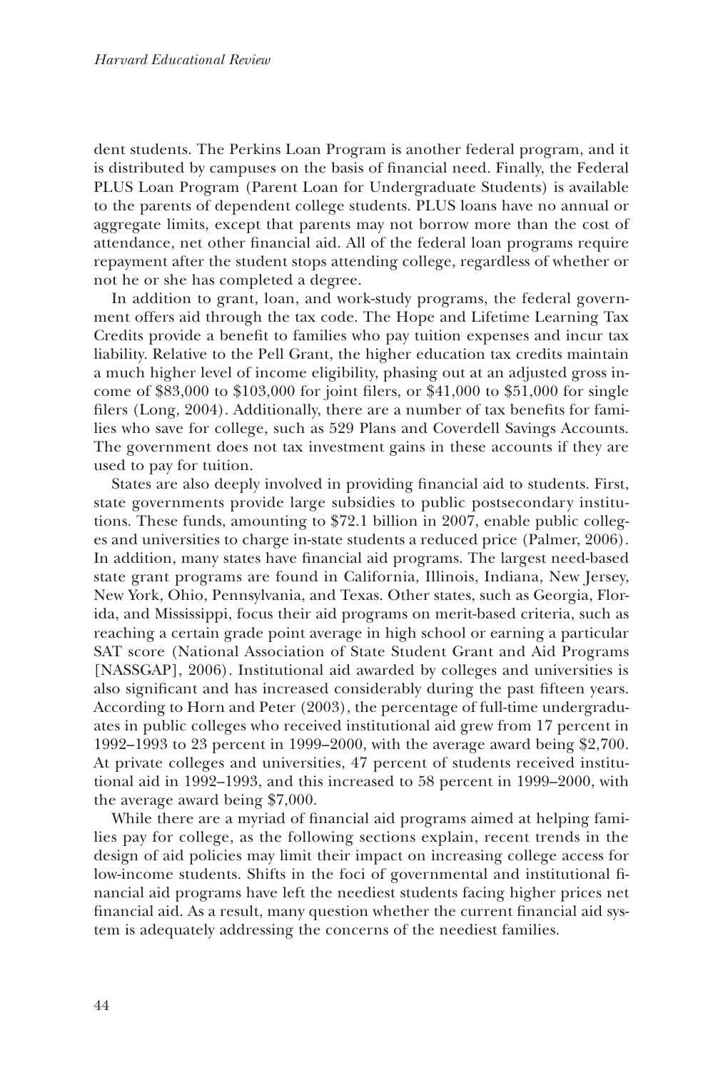dent students. The Perkins Loan Program is another federal program, and it is distributed by campuses on the basis of financial need. Finally, the Federal PLUS Loan Program (Parent Loan for Undergraduate Students) is available to the parents of dependent college students. PLUS loans have no annual or aggregate limits, except that parents may not borrow more than the cost of attendance, net other financial aid. All of the federal loan programs require repayment after the student stops attending college, regardless of whether or not he or she has completed a degree.

In addition to grant, loan, and work-study programs, the federal government offers aid through the tax code. The Hope and Lifetime Learning Tax Credits provide a benefit to families who pay tuition expenses and incur tax liability. Relative to the Pell Grant, the higher education tax credits maintain a much higher level of income eligibility, phasing out at an adjusted gross income of $83,000 to $103,000 for joint filers, or $41,000 to $51,000 for single filers (Long, 2004). Additionally, there are a number of tax benefits for families who save for college, such as 529 Plans and Coverdell Savings Accounts. The government does not tax investment gains in these accounts if they are used to pay for tuition.

States are also deeply involved in providing financial aid to students. First, state governments provide large subsidies to public postsecondary institutions. These funds, amounting to $72.1 billion in 2007, enable public colleges and universities to charge in-state students a reduced price (Palmer, 2006). In addition, many states have financial aid programs. The largest need-based state grant programs are found in California, Illinois, Indiana, New Jersey, New York, Ohio, Pennsylvania, and Texas. Other states, such as Georgia, Florida, and Mississippi, focus their aid programs on merit-based criteria, such as reaching a certain grade point average in high school or earning a particular SAT score (National Association of State Student Grant and Aid Programs [NASSGAP], 2006). Institutional aid awarded by colleges and universities is also significant and has increased considerably during the past fifteen years. According to Horn and Peter (2003), the percentage of full-time undergraduates in public colleges who received institutional aid grew from 17 percent in 1992–1993 to 23 percent in 1999–2000, with the average award being $2,700. At private colleges and universities, 47 percent of students received institutional aid in 1992–1993, and this increased to 58 percent in 1999–2000, with the average award being $7,000.

While there are a myriad of financial aid programs aimed at helping families pay for college, as the following sections explain, recent trends in the design of aid policies may limit their impact on increasing college access for low-income students. Shifts in the foci of governmental and institutional financial aid programs have left the neediest students facing higher prices net financial aid. As a result, many question whether the current financial aid system is adequately addressing the concerns of the neediest families.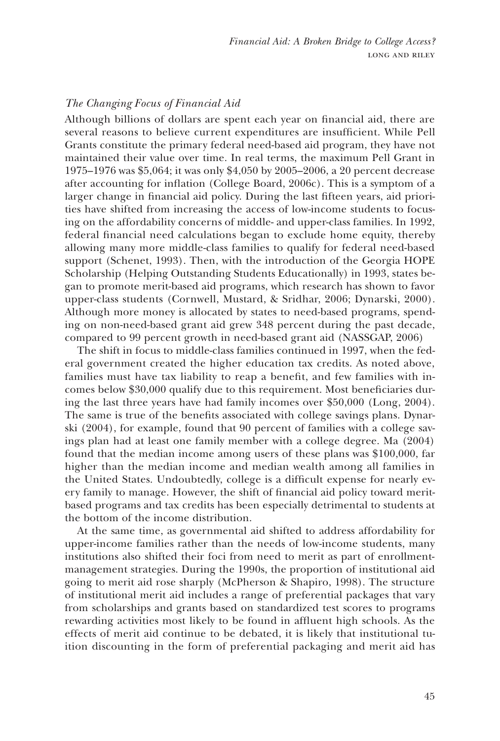### *The Changing Focus of Financial Aid*

Although billions of dollars are spent each year on financial aid, there are several reasons to believe current expenditures are insufficient. While Pell Grants constitute the primary federal need-based aid program, they have not maintained their value over time. In real terms, the maximum Pell Grant in 1975–1976 was $5,064; it was only $4,050 by 2005–2006, a 20 percent decrease after accounting for inflation (College Board, 2006c). This is a symptom of a larger change in financial aid policy. During the last fifteen years, aid priorities have shifted from increasing the access of low-income students to focusing on the affordability concerns of middle- and upper-class families. In 1992, federal financial need calculations began to exclude home equity, thereby allowing many more middle-class families to qualify for federal need-based support (Schenet, 1993). Then, with the introduction of the Georgia HOPE Scholarship (Helping Outstanding Students Educationally) in 1993, states began to promote merit-based aid programs, which research has shown to favor upper-class students (Cornwell, Mustard, & Sridhar, 2006; Dynarski, 2000). Although more money is allocated by states to need-based programs, spending on non-need-based grant aid grew 348 percent during the past decade, compared to 99 percent growth in need-based grant aid (NASSGAP, 2006)

The shift in focus to middle-class families continued in 1997, when the federal government created the higher education tax credits. As noted above, families must have tax liability to reap a benefit, and few families with incomes below $30,000 qualify due to this requirement. Most beneficiaries during the last three years have had family incomes over $50,000 (Long, 2004). The same is true of the benefits associated with college savings plans. Dynarski (2004), for example, found that 90 percent of families with a college savings plan had at least one family member with a college degree. Ma (2004) found that the median income among users of these plans was $100,000, far higher than the median income and median wealth among all families in the United States. Undoubtedly, college is a difficult expense for nearly every family to manage. However, the shift of financial aid policy toward merit-based programs and tax credits has been especially detrimental to students at the bottom of the income distribution.

At the same time, as governmental aid shifted to address affordability for upper-income families rather than the needs of low-income students, many institutions also shifted their foci from need to merit as part of enrollment-management strategies. During the 1990s, the proportion of institutional aid going to merit aid rose sharply (McPherson & Shapiro, 1998). The structure of institutional merit aid includes a range of preferential packages that vary from scholarships and grants based on standardized test scores to programs rewarding activities most likely to be found in affluent high schools. As the effects of merit aid continue to be debated, it is likely that institutional tuition discounting in the form of preferential packaging and merit aid has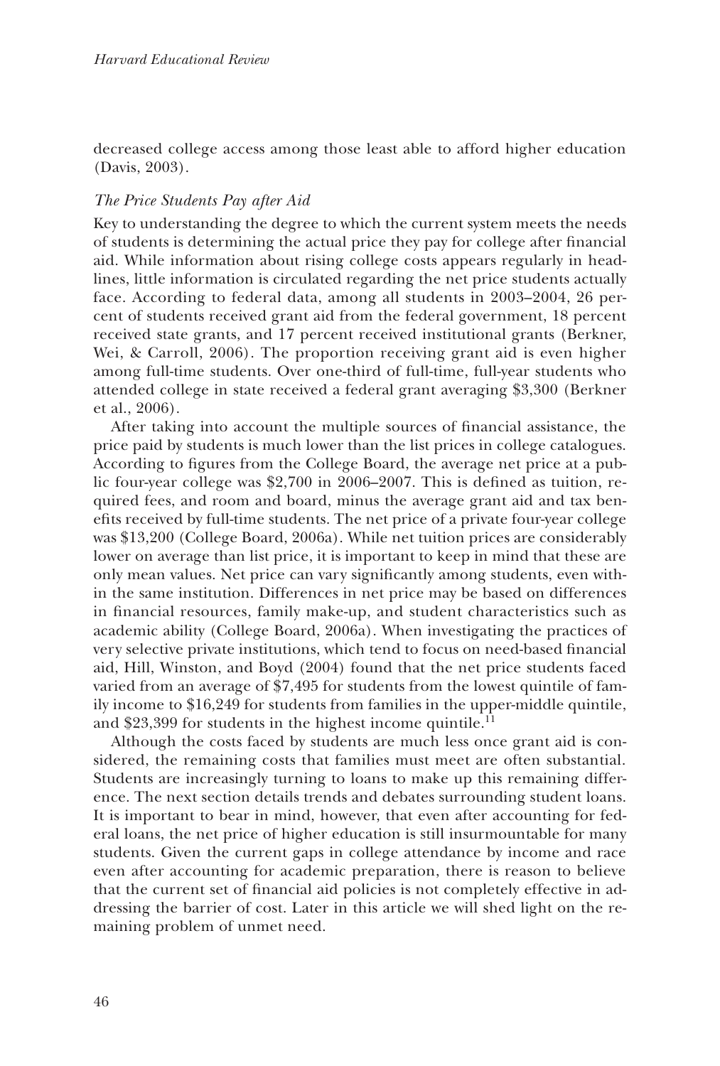decreased college access among those least able to afford higher education (Davis, 2003).

*The Price Students Pay after Aid*

Key to understanding the degree to which the current system meets the needs of students is determining the actual price they pay for college after financial aid. While information about rising college costs appears regularly in headlines, little information is circulated regarding the net price students actually face. According to federal data, among all students in 2003–2004, 26 percent of students received grant aid from the federal government, 18 percent received state grants, and 17 percent received institutional grants (Berkner, Wei, & Carroll, 2006). The proportion receiving grant aid is even higher among full-time students. Over one-third of full-time, full-year students who attended college in state received a federal grant averaging $3,300 (Berkner et al., 2006).

After taking into account the multiple sources of financial assistance, the price paid by students is much lower than the list prices in college catalogues. According to figures from the College Board, the average net price at a public four-year college was $2,700 in 2006–2007. This is defined as tuition, required fees, and room and board, minus the average grant aid and tax benefits received by full-time students. The net price of a private four-year college was $13,200 (College Board, 2006a). While net tuition prices are considerably lower on average than list price, it is important to keep in mind that these are only mean values. Net price can vary significantly among students, even within the same institution. Differences in net price may be based on differences in financial resources, family make-up, and student characteristics such as academic ability (College Board, 2006a). When investigating the practices of very selective private institutions, which tend to focus on need-based financial aid, Hill, Winston, and Boyd (2004) found that the net price students faced varied from an average of $7,495 for students from the lowest quintile of family income to $16,249 for students from families in the upper-middle quintile, and $23,399 for students in the highest income quintile.[11]

Although the costs faced by students are much less once grant aid is considered, the remaining costs that families must meet are often substantial. Students are increasingly turning to loans to make up this remaining difference. The next section details trends and debates surrounding student loans. It is important to bear in mind, however, that even after accounting for federal loans, the net price of higher education is still insurmountable for many students. Given the current gaps in college attendance by income and race even after accounting for academic preparation, there is reason to believe that the current set of financial aid policies is not completely effective in addressing the barrier of cost. Later in this article we will shed light on the remaining problem of unmet need.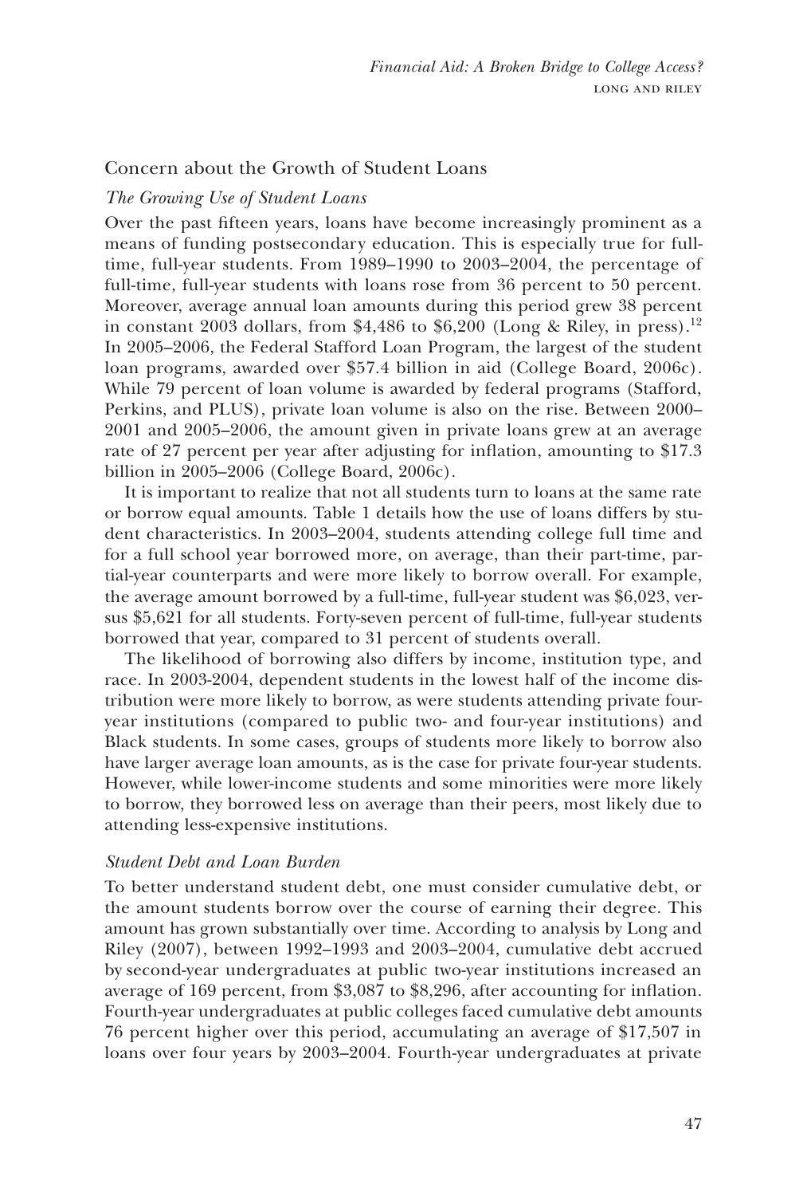## Concern about the Growth of Student Loans

### *The Growing Use of Student Loans*

Over the past fifteen years, loans have become increasingly prominent as a means of funding postsecondary education. This is especially true for full-time, full-year students. From 1989–1990 to 2003–2004, the percentage of full-time, full-year students with loans rose from 36 percent to 50 percent. Moreover, average annual loan amounts during this period grew 38 percent in constant 2003 dollars, from $4,486 to $6,200 (Long & Riley, in press).[12] In 2005–2006, the Federal Stafford Loan Program, the largest of the student loan programs, awarded over $57.4 billion in aid (College Board, 2006c). While 79 percent of loan volume is awarded by federal programs (Stafford, Perkins, and PLUS), private loan volume is also on the rise. Between 2000–2001 and 2005–2006, the amount given in private loans grew at an average rate of 27 percent per year after adjusting for inflation, amounting to $17.3 billion in 2005–2006 (College Board, 2006c).

It is important to realize that not all students turn to loans at the same rate or borrow equal amounts. Table 1 details how the use of loans differs by student characteristics. In 2003–2004, students attending college full time and for a full school year borrowed more, on average, than their part-time, partial-year counterparts and were more likely to borrow overall. For example, the average amount borrowed by a full-time, full-year student was $6,023, versus $5,621 for all students. Forty-seven percent of full-time, full-year students borrowed that year, compared to 31 percent of students overall.

The likelihood of borrowing also differs by income, institution type, and race. In 2003-2004, dependent students in the lowest half of the income distribution were more likely to borrow, as were students attending private four-year institutions (compared to public two- and four-year institutions) and Black students. In some cases, groups of students more likely to borrow also have larger average loan amounts, as is the case for private four-year students. However, while lower-income students and some minorities were more likely to borrow, they borrowed less on average than their peers, most likely due to attending less-expensive institutions.

### *Student Debt and Loan Burden*

To better understand student debt, one must consider cumulative debt, or the amount students borrow over the course of earning their degree. This amount has grown substantially over time. According to analysis by Long and Riley (2007), between 1992–1993 and 2003–2004, cumulative debt accrued by second-year undergraduates at public two-year institutions increased an average of 169 percent, from $3,087 to $8,296, after accounting for inflation. Fourth-year undergraduates at public colleges faced cumulative debt amounts 76 percent higher over this period, accumulating an average of $17,507 in loans over four years by 2003–2004. Fourth-year undergraduates at private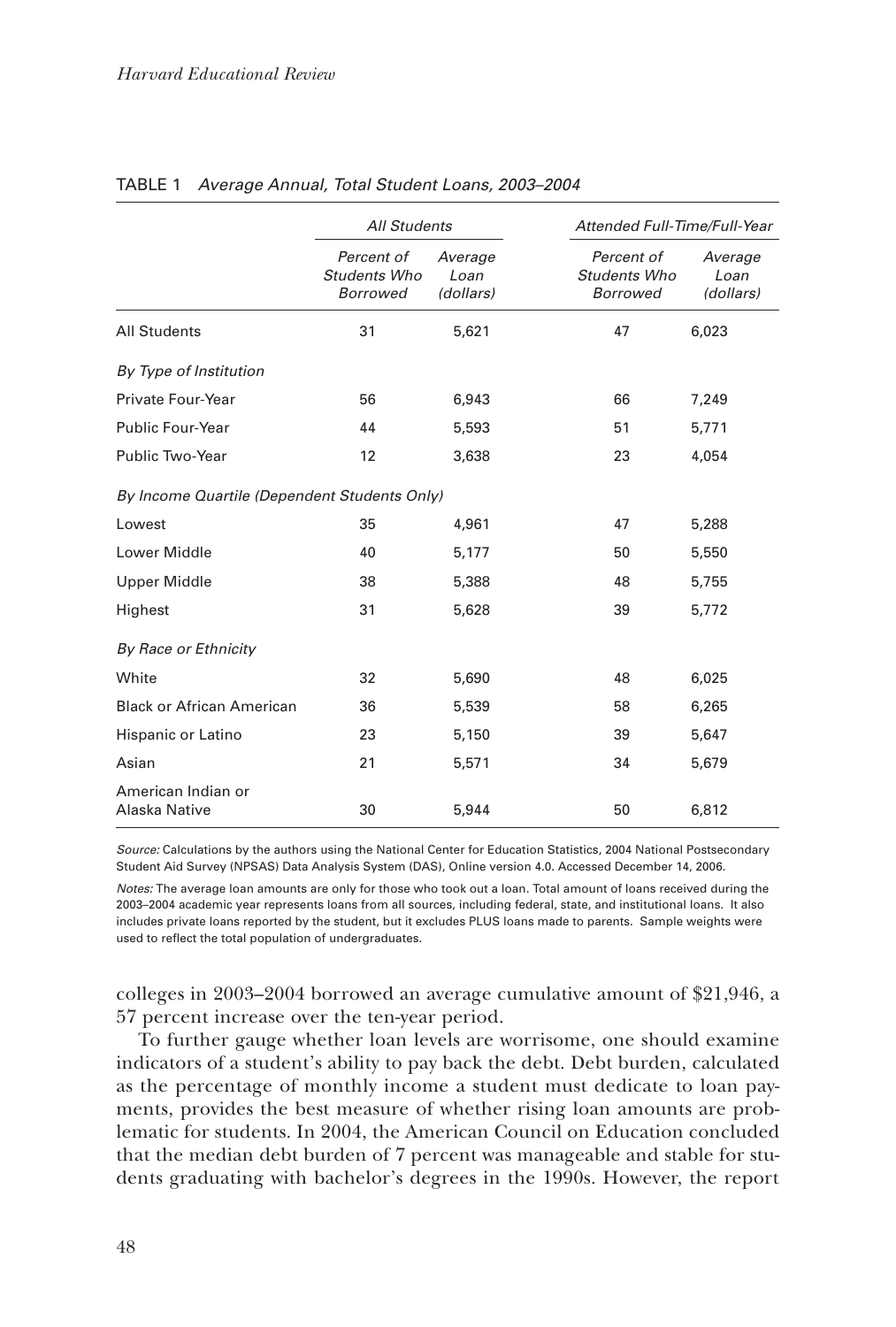TABLE 1 *Average Annual, Total Student Loans, 2003–2004*

| | *All Students* | | *Attended Full-Time/Full-Year* | |
|---|---|---|---|---|
| | *Percent of Students Who Borrowed* | *Average Loan (dollars)* | *Percent of Students Who Borrowed* | *Average Loan (dollars)* |
| All Students | 31 | 5,621 | 47 | 6,023 |
| *By Type of Institution* | | | | |
| Private Four-Year | 56 | 6,943 | 66 | 7,249 |
| Public Four-Year | 44 | 5,593 | 51 | 5,771 |
| Public Two-Year | 12 | 3,638 | 23 | 4,054 |
| *By Income Quartile (Dependent Students Only)* | | | | |
| Lowest | 35 | 4,961 | 47 | 5,288 |
| Lower Middle | 40 | 5,177 | 50 | 5,550 |
| Upper Middle | 38 | 5,388 | 48 | 5,755 |
| Highest | 31 | 5,628 | 39 | 5,772 |
| *By Race or Ethnicity* | | | | |
| White | 32 | 5,690 | 48 | 6,025 |
| Black or African American | 36 | 5,539 | 58 | 6,265 |
| Hispanic or Latino | 23 | 5,150 | 39 | 5,647 |
| Asian | 21 | 5,571 | 34 | 5,679 |
| American Indian or Alaska Native | 30 | 5,944 | 50 | 6,812 |

*Source:* Calculations by the authors using the National Center for Education Statistics, 2004 National Postsecondary Student Aid Survey (NPSAS) Data Analysis System (DAS), Online version 4.0. Accessed December 14, 2006.

*Notes:* The average loan amounts are only for those who took out a loan. Total amount of loans received during the 2003–2004 academic year represents loans from all sources, including federal, state, and institutional loans. It also includes private loans reported by the student, but it excludes PLUS loans made to parents. Sample weights were used to reflect the total population of undergraduates.

colleges in 2003–2004 borrowed an average cumulative amount of $21,946, a 57 percent increase over the ten-year period.

To further gauge whether loan levels are worrisome, one should examine indicators of a student's ability to pay back the debt. Debt burden, calculated as the percentage of monthly income a student must dedicate to loan payments, provides the best measure of whether rising loan amounts are problematic for students. In 2004, the American Council on Education concluded that the median debt burden of 7 percent was manageable and stable for students graduating with bachelor's degrees in the 1990s. However, the report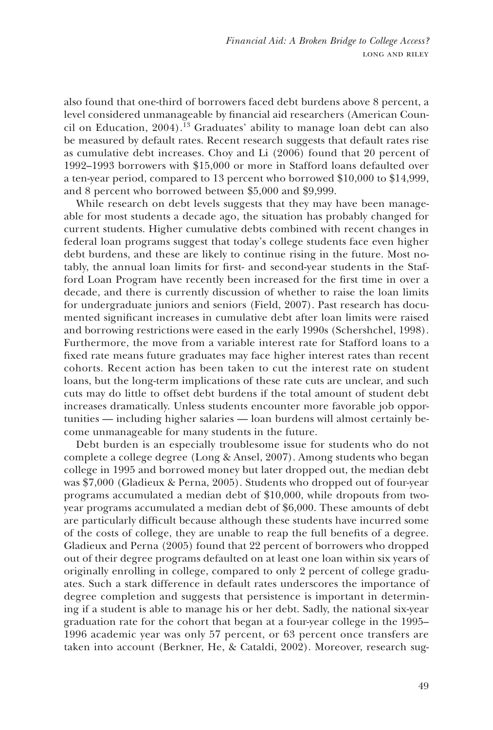also found that one-third of borrowers faced debt burdens above 8 percent, a level considered unmanageable by financial aid researchers (American Council on Education, 2004).[13] Graduates' ability to manage loan debt can also be measured by default rates. Recent research suggests that default rates rise as cumulative debt increases. Choy and Li (2006) found that 20 percent of 1992–1993 borrowers with $15,000 or more in Stafford loans defaulted over a ten-year period, compared to 13 percent who borrowed $10,000 to $14,999, and 8 percent who borrowed between $5,000 and $9,999.

While research on debt levels suggests that they may have been manageable for most students a decade ago, the situation has probably changed for current students. Higher cumulative debts combined with recent changes in federal loan programs suggest that today's college students face even higher debt burdens, and these are likely to continue rising in the future. Most notably, the annual loan limits for first- and second-year students in the Stafford Loan Program have recently been increased for the first time in over a decade, and there is currently discussion of whether to raise the loan limits for undergraduate juniors and seniors (Field, 2007). Past research has documented significant increases in cumulative debt after loan limits were raised and borrowing restrictions were eased in the early 1990s (Schershchel, 1998). Furthermore, the move from a variable interest rate for Stafford loans to a fixed rate means future graduates may face higher interest rates than recent cohorts. Recent action has been taken to cut the interest rate on student loans, but the long-term implications of these rate cuts are unclear, and such cuts may do little to offset debt burdens if the total amount of student debt increases dramatically. Unless students encounter more favorable job opportunities — including higher salaries — loan burdens will almost certainly become unmanageable for many students in the future.

Debt burden is an especially troublesome issue for students who do not complete a college degree (Long & Ansel, 2007). Among students who began college in 1995 and borrowed money but later dropped out, the median debt was $7,000 (Gladieux & Perna, 2005). Students who dropped out of four-year programs accumulated a median debt of $10,000, while dropouts from two-year programs accumulated a median debt of $6,000. These amounts of debt are particularly difficult because although these students have incurred some of the costs of college, they are unable to reap the full benefits of a degree. Gladieux and Perna (2005) found that 22 percent of borrowers who dropped out of their degree programs defaulted on at least one loan within six years of originally enrolling in college, compared to only 2 percent of college graduates. Such a stark difference in default rates underscores the importance of degree completion and suggests that persistence is important in determining if a student is able to manage his or her debt. Sadly, the national six-year graduation rate for the cohort that began at a four-year college in the 1995–1996 academic year was only 57 percent, or 63 percent once transfers are taken into account (Berkner, He, & Cataldi, 2002). Moreover, research sug-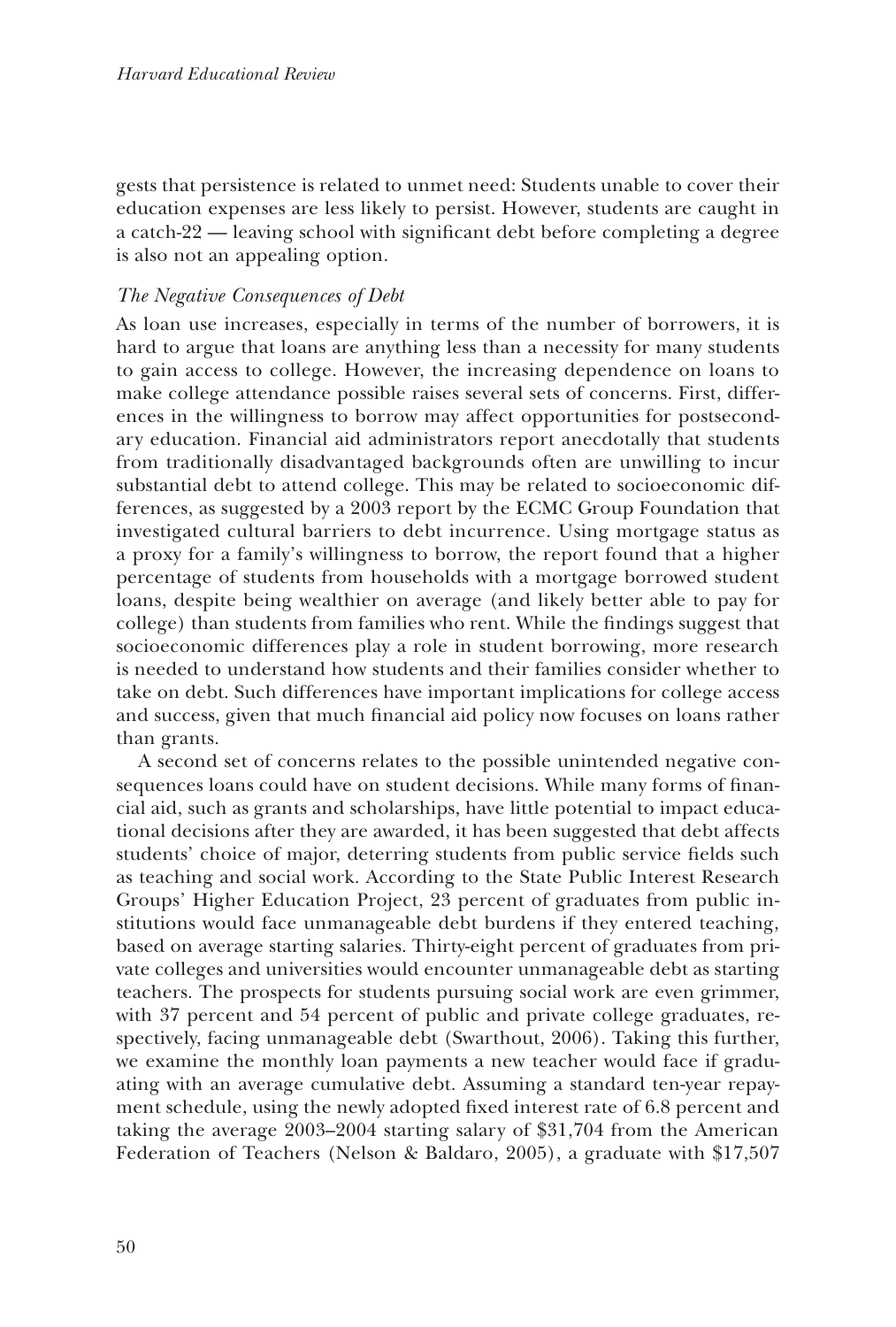gests that persistence is related to unmet need: Students unable to cover their education expenses are less likely to persist. However, students are caught in a catch-22 — leaving school with significant debt before completing a degree is also not an appealing option.

### *The Negative Consequences of Debt*

As loan use increases, especially in terms of the number of borrowers, it is hard to argue that loans are anything less than a necessity for many students to gain access to college. However, the increasing dependence on loans to make college attendance possible raises several sets of concerns. First, differences in the willingness to borrow may affect opportunities for postsecondary education. Financial aid administrators report anecdotally that students from traditionally disadvantaged backgrounds often are unwilling to incur substantial debt to attend college. This may be related to socioeconomic differences, as suggested by a 2003 report by the ECMC Group Foundation that investigated cultural barriers to debt incurrence. Using mortgage status as a proxy for a family's willingness to borrow, the report found that a higher percentage of students from households with a mortgage borrowed student loans, despite being wealthier on average (and likely better able to pay for college) than students from families who rent. While the findings suggest that socioeconomic differences play a role in student borrowing, more research is needed to understand how students and their families consider whether to take on debt. Such differences have important implications for college access and success, given that much financial aid policy now focuses on loans rather than grants.

A second set of concerns relates to the possible unintended negative consequences loans could have on student decisions. While many forms of financial aid, such as grants and scholarships, have little potential to impact educational decisions after they are awarded, it has been suggested that debt affects students' choice of major, deterring students from public service fields such as teaching and social work. According to the State Public Interest Research Groups' Higher Education Project, 23 percent of graduates from public institutions would face unmanageable debt burdens if they entered teaching, based on average starting salaries. Thirty-eight percent of graduates from private colleges and universities would encounter unmanageable debt as starting teachers. The prospects for students pursuing social work are even grimmer, with 37 percent and 54 percent of public and private college graduates, respectively, facing unmanageable debt (Swarthout, 2006). Taking this further, we examine the monthly loan payments a new teacher would face if graduating with an average cumulative debt. Assuming a standard ten-year repayment schedule, using the newly adopted fixed interest rate of 6.8 percent and taking the average 2003–2004 starting salary of $31,704 from the American Federation of Teachers (Nelson & Baldaro, 2005), a graduate with $17,507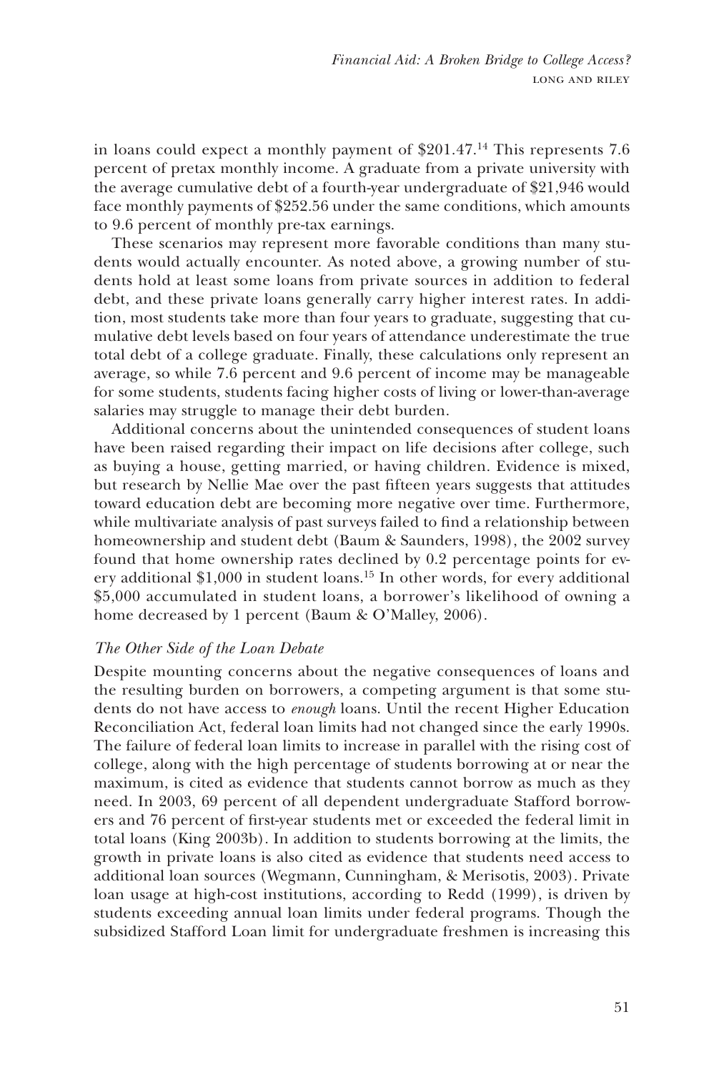in loans could expect a monthly payment of $201.47.[14] This represents 7.6 percent of pretax monthly income. A graduate from a private university with the average cumulative debt of a fourth-year undergraduate of $21,946 would face monthly payments of $252.56 under the same conditions, which amounts to 9.6 percent of monthly pre-tax earnings.

These scenarios may represent more favorable conditions than many students would actually encounter. As noted above, a growing number of students hold at least some loans from private sources in addition to federal debt, and these private loans generally carry higher interest rates. In addition, most students take more than four years to graduate, suggesting that cumulative debt levels based on four years of attendance underestimate the true total debt of a college graduate. Finally, these calculations only represent an average, so while 7.6 percent and 9.6 percent of income may be manageable for some students, students facing higher costs of living or lower-than-average salaries may struggle to manage their debt burden.

Additional concerns about the unintended consequences of student loans have been raised regarding their impact on life decisions after college, such as buying a house, getting married, or having children. Evidence is mixed, but research by Nellie Mae over the past fifteen years suggests that attitudes toward education debt are becoming more negative over time. Furthermore, while multivariate analysis of past surveys failed to find a relationship between homeownership and student debt (Baum & Saunders, 1998), the 2002 survey found that home ownership rates declined by 0.2 percentage points for every additional $1,000 in student loans.[15] In other words, for every additional $5,000 accumulated in student loans, a borrower's likelihood of owning a home decreased by 1 percent (Baum & O'Malley, 2006).

### *The Other Side of the Loan Debate*

Despite mounting concerns about the negative consequences of loans and the resulting burden on borrowers, a competing argument is that some students do not have access to *enough* loans. Until the recent Higher Education Reconciliation Act, federal loan limits had not changed since the early 1990s. The failure of federal loan limits to increase in parallel with the rising cost of college, along with the high percentage of students borrowing at or near the maximum, is cited as evidence that students cannot borrow as much as they need. In 2003, 69 percent of all dependent undergraduate Stafford borrowers and 76 percent of first-year students met or exceeded the federal limit in total loans (King 2003b). In addition to students borrowing at the limits, the growth in private loans is also cited as evidence that students need access to additional loan sources (Wegmann, Cunningham, & Merisotis, 2003). Private loan usage at high-cost institutions, according to Redd (1999), is driven by students exceeding annual loan limits under federal programs. Though the subsidized Stafford Loan limit for undergraduate freshmen is increasing this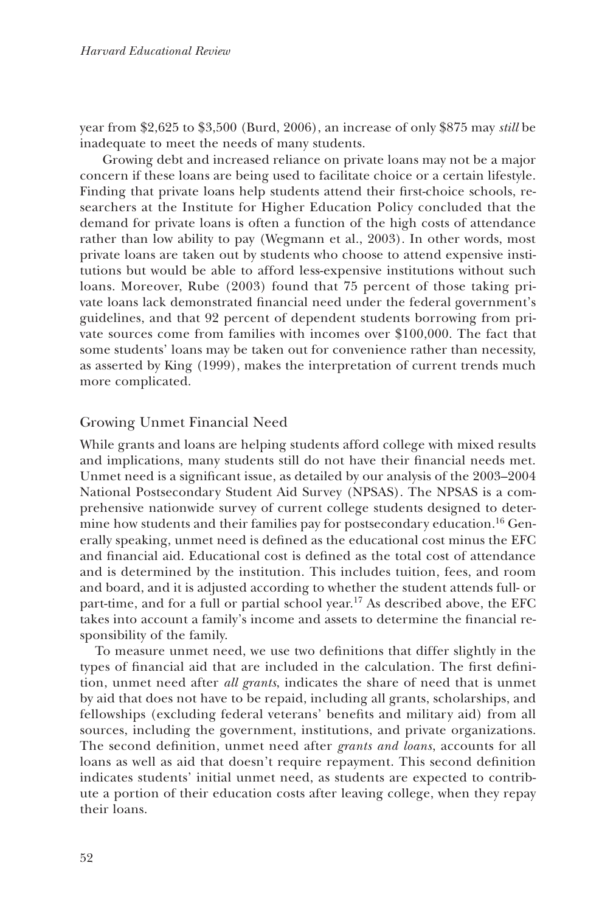year from $2,625 to $3,500 (Burd, 2006), an increase of only $875 may *still* be inadequate to meet the needs of many students.

Growing debt and increased reliance on private loans may not be a major concern if these loans are being used to facilitate choice or a certain lifestyle. Finding that private loans help students attend their first-choice schools, researchers at the Institute for Higher Education Policy concluded that the demand for private loans is often a function of the high costs of attendance rather than low ability to pay (Wegmann et al., 2003). In other words, most private loans are taken out by students who choose to attend expensive institutions but would be able to afford less-expensive institutions without such loans. Moreover, Rube (2003) found that 75 percent of those taking private loans lack demonstrated financial need under the federal government's guidelines, and that 92 percent of dependent students borrowing from private sources come from families with incomes over $100,000. The fact that some students' loans may be taken out for convenience rather than necessity, as asserted by King (1999), makes the interpretation of current trends much more complicated.

## Growing Unmet Financial Need

While grants and loans are helping students afford college with mixed results and implications, many students still do not have their financial needs met. Unmet need is a significant issue, as detailed by our analysis of the 2003–2004 National Postsecondary Student Aid Survey (NPSAS). The NPSAS is a comprehensive nationwide survey of current college students designed to determine how students and their families pay for postsecondary education.[16] Generally speaking, unmet need is defined as the educational cost minus the EFC and financial aid. Educational cost is defined as the total cost of attendance and is determined by the institution. This includes tuition, fees, and room and board, and it is adjusted according to whether the student attends full- or part-time, and for a full or partial school year.[17] As described above, the EFC takes into account a family's income and assets to determine the financial responsibility of the family.

To measure unmet need, we use two definitions that differ slightly in the types of financial aid that are included in the calculation. The first definition, unmet need after *all grants*, indicates the share of need that is unmet by aid that does not have to be repaid, including all grants, scholarships, and fellowships (excluding federal veterans' benefits and military aid) from all sources, including the government, institutions, and private organizations. The second definition, unmet need after *grants and loans*, accounts for all loans as well as aid that doesn't require repayment. This second definition indicates students' initial unmet need, as students are expected to contribute a portion of their education costs after leaving college, when they repay their loans.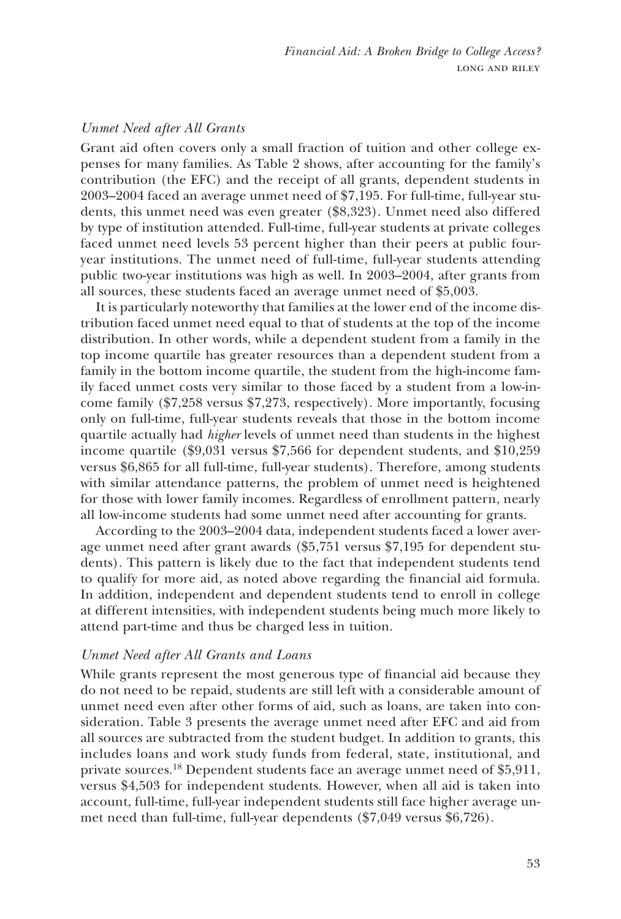### *Unmet Need after All Grants*

Grant aid often covers only a small fraction of tuition and other college expenses for many families. As Table 2 shows, after accounting for the family's contribution (the EFC) and the receipt of all grants, dependent students in 2003–2004 faced an average unmet need of $7,195. For full-time, full-year students, this unmet need was even greater ($8,323). Unmet need also differed by type of institution attended. Full-time, full-year students at private colleges faced unmet need levels 53 percent higher than their peers at public four-year institutions. The unmet need of full-time, full-year students attending public two-year institutions was high as well. In 2003–2004, after grants from all sources, these students faced an average unmet need of $5,003.

It is particularly noteworthy that families at the lower end of the income distribution faced unmet need equal to that of students at the top of the income distribution. In other words, while a dependent student from a family in the top income quartile has greater resources than a dependent student from a family in the bottom income quartile, the student from the high-income family faced unmet costs very similar to those faced by a student from a low-income family ($7,258 versus $7,273, respectively). More importantly, focusing only on full-time, full-year students reveals that those in the bottom income quartile actually had *higher* levels of unmet need than students in the highest income quartile ($9,031 versus $7,566 for dependent students, and $10,259 versus $6,865 for all full-time, full-year students). Therefore, among students with similar attendance patterns, the problem of unmet need is heightened for those with lower family incomes. Regardless of enrollment pattern, nearly all low-income students had some unmet need after accounting for grants.

According to the 2003–2004 data, independent students faced a lower average unmet need after grant awards ($5,751 versus $7,195 for dependent students). This pattern is likely due to the fact that independent students tend to qualify for more aid, as noted above regarding the financial aid formula. In addition, independent and dependent students tend to enroll in college at different intensities, with independent students being much more likely to attend part-time and thus be charged less in tuition.

### *Unmet Need after All Grants and Loans*

While grants represent the most generous type of financial aid because they do not need to be repaid, students are still left with a considerable amount of unmet need even after other forms of aid, such as loans, are taken into consideration. Table 3 presents the average unmet need after EFC and aid from all sources are subtracted from the student budget. In addition to grants, this includes loans and work study funds from federal, state, institutional, and private sources.[18] Dependent students face an average unmet need of $5,911, versus $4,503 for independent students. However, when all aid is taken into account, full-time, full-year independent students still face higher average unmet need than full-time, full-year dependents ($7,049 versus $6,726).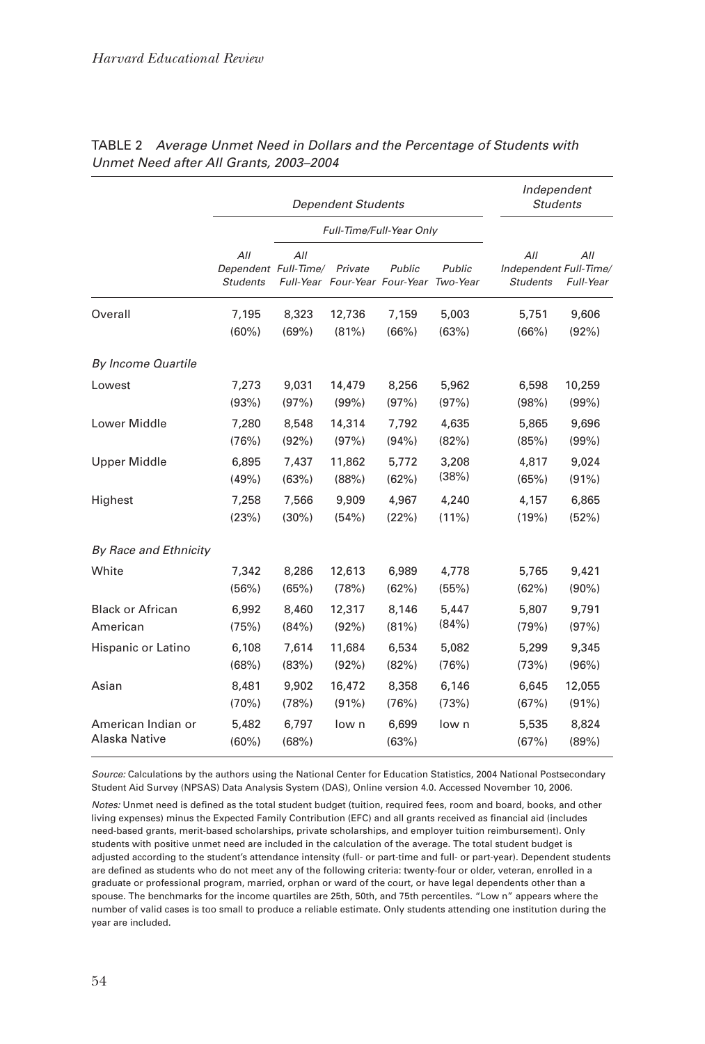TABLE 2 *Average Unmet Need in Dollars and the Percentage of Students with Unmet Need after All Grants, 2003–2004*

| | *Dependent Students* | | | | | *Independent Students* | |
|---|---|---|---|---|---|---|---|
| | | *Full-Time/Full-Year Only* | | | | | |
| | *All Dependent Students* | *All Full-Time/ Full-Year* | *Private Four-Year* | *Public Four-Year* | *Public Two-Year* | *All Independent Students* | *All Full-Time/ Full-Year* |
| Overall | 7,195 (60%) | 8,323 (69%) | 12,736 (81%) | 7,159 (66%) | 5,003 (63%) | 5,751 (66%) | 9,606 (92%) |
| *By Income Quartile* | | | | | | | |
| Lowest | 7,273 (93%) | 9,031 (97%) | 14,479 (99%) | 8,256 (97%) | 5,962 (97%) | 6,598 (98%) | 10,259 (99%) |
| Lower Middle | 7,280 (76%) | 8,548 (92%) | 14,314 (97%) | 7,792 (94%) | 4,635 (82%) | 5,865 (85%) | 9,696 (99%) |
| Upper Middle | 6,895 (49%) | 7,437 (63%) | 11,862 (88%) | 5,772 (62%) | 3,208 (38%) | 4,817 (65%) | 9,024 (91%) |
| Highest | 7,258 (23%) | 7,566 (30%) | 9,909 (54%) | 4,967 (22%) | 4,240 (11%) | 4,157 (19%) | 6,865 (52%) |
| *By Race and Ethnicity* | | | | | | | |
| White | 7,342 (56%) | 8,286 (65%) | 12,613 (78%) | 6,989 (62%) | 4,778 (55%) | 5,765 (62%) | 9,421 (90%) |
| Black or African American | 6,992 (75%) | 8,460 (84%) | 12,317 (92%) | 8,146 (81%) | 5,447 (84%) | 5,807 (79%) | 9,791 (97%) |
| Hispanic or Latino | 6,108 (68%) | 7,614 (83%) | 11,684 (92%) | 6,534 (82%) | 5,082 (76%) | 5,299 (73%) | 9,345 (96%) |
| Asian | 8,481 (70%) | 9,902 (78%) | 16,472 (91%) | 8,358 (76%) | 6,146 (73%) | 6,645 (67%) | 12,055 (91%) |
| American Indian or Alaska Native | 5,482 (60%) | 6,797 (68%) | low n | 6,699 (63%) | low n | 5,535 (67%) | 8,824 (89%) |

*Source:* Calculations by the authors using the National Center for Education Statistics, 2004 National Postsecondary Student Aid Survey (NPSAS) Data Analysis System (DAS), Online version 4.0. Accessed November 10, 2006.

*Notes:* Unmet need is defined as the total student budget (tuition, required fees, room and board, books, and other living expenses) minus the Expected Family Contribution (EFC) and all grants received as financial aid (includes need-based grants, merit-based scholarships, private scholarships, and employer tuition reimbursement). Only students with positive unmet need are included in the calculation of the average. The total student budget is adjusted according to the student's attendance intensity (full- or part-time and full- or part-year). Dependent students are defined as students who do not meet any of the following criteria: twenty-four or older, veteran, enrolled in a graduate or professional program, married, orphan or ward of the court, or have legal dependents other than a spouse. The benchmarks for the income quartiles are 25th, 50th, and 75th percentiles. "Low n" appears where the number of valid cases is too small to produce a reliable estimate. Only students attending one institution during the year are included.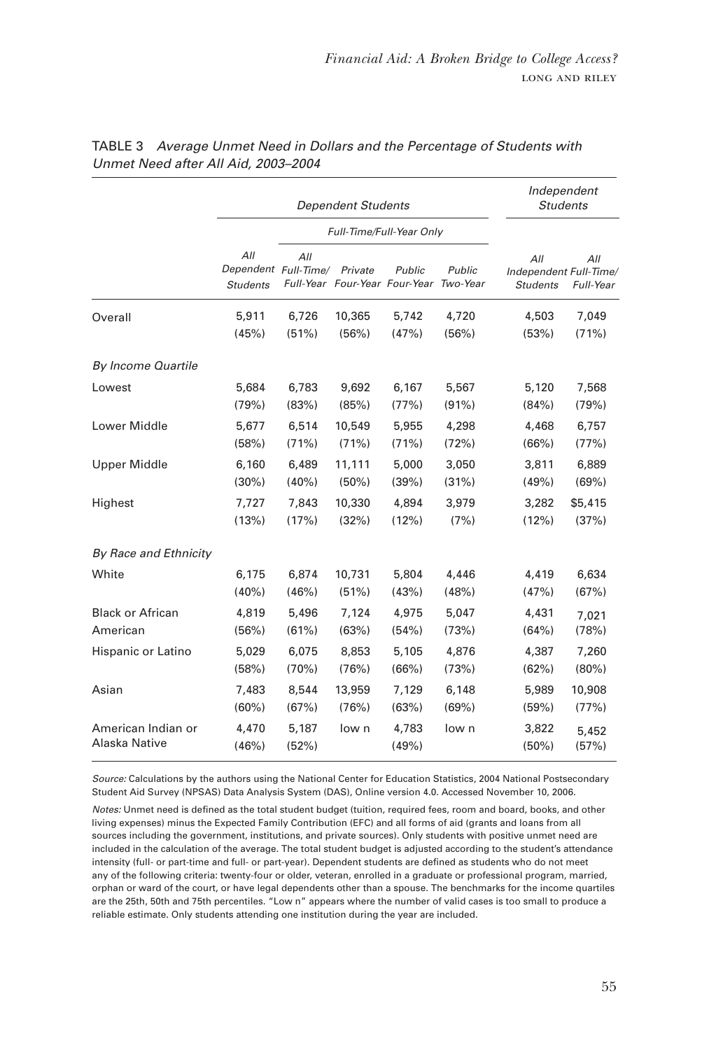TABLE 3 *Average Unmet Need in Dollars and the Percentage of Students with Unmet Need after All Aid, 2003–2004*

| | Dependent Students | | | | | Independent Students | |
|---|---|---|---|---|---|---|---|
| | | Full-Time/Full-Year Only | | | | | |
| | All Dependent Students | All Full-Time/ Full-Year | Private Four-Year | Public Four-Year | Public Two-Year | All Independent Students | All Full-Time/ Full-Year |
| Overall | 5,911 (45%) | 6,726 (51%) | 10,365 (56%) | 5,742 (47%) | 4,720 (56%) | 4,503 (53%) | 7,049 (71%) |
| *By Income Quartile* | | | | | | | |
| Lowest | 5,684 (79%) | 6,783 (83%) | 9,692 (85%) | 6,167 (77%) | 5,567 (91%) | 5,120 (84%) | 7,568 (79%) |
| Lower Middle | 5,677 (58%) | 6,514 (71%) | 10,549 (71%) | 5,955 (71%) | 4,298 (72%) | 4,468 (66%) | 6,757 (77%) |
| Upper Middle | 6,160 (30%) | 6,489 (40%) | 11,111 (50%) | 5,000 (39%) | 3,050 (31%) | 3,811 (49%) | 6,889 (69%) |
| Highest | 7,727 (13%) | 7,843 (17%) | 10,330 (32%) | 4,894 (12%) | 3,979 (7%) | 3,282 (12%) | $5,415 (37%) |
| *By Race and Ethnicity* | | | | | | | |
| White | 6,175 (40%) | 6,874 (46%) | 10,731 (51%) | 5,804 (43%) | 4,446 (48%) | 4,419 (47%) | 6,634 (67%) |
| Black or African American | 4,819 (56%) | 5,496 (61%) | 7,124 (63%) | 4,975 (54%) | 5,047 (73%) | 4,431 (64%) | 7,021 (78%) |
| Hispanic or Latino | 5,029 (58%) | 6,075 (70%) | 8,853 (76%) | 5,105 (66%) | 4,876 (73%) | 4,387 (62%) | 7,260 (80%) |
| Asian | 7,483 (60%) | 8,544 (67%) | 13,959 (76%) | 7,129 (63%) | 6,148 (69%) | 5,989 (59%) | 10,908 (77%) |
| American Indian or Alaska Native | 4,470 (46%) | 5,187 (52%) | low n | 4,783 (49%) | low n | 3,822 (50%) | 5,452 (57%) |

*Source:* Calculations by the authors using the National Center for Education Statistics, 2004 National Postsecondary Student Aid Survey (NPSAS) Data Analysis System (DAS), Online version 4.0. Accessed November 10, 2006.

*Notes:* Unmet need is defined as the total student budget (tuition, required fees, room and board, books, and other living expenses) minus the Expected Family Contribution (EFC) and all forms of aid (grants and loans from all sources including the government, institutions, and private sources). Only students with positive unmet need are included in the calculation of the average. The total student budget is adjusted according to the student's attendance intensity (full- or part-time and full- or part-year). Dependent students are defined as students who do not meet any of the following criteria: twenty-four or older, veteran, enrolled in a graduate or professional program, married, orphan or ward of the court, or have legal dependents other than a spouse. The benchmarks for the income quartiles are the 25th, 50th and 75th percentiles. "Low n" appears where the number of valid cases is too small to produce a reliable estimate. Only students attending one institution during the year are included.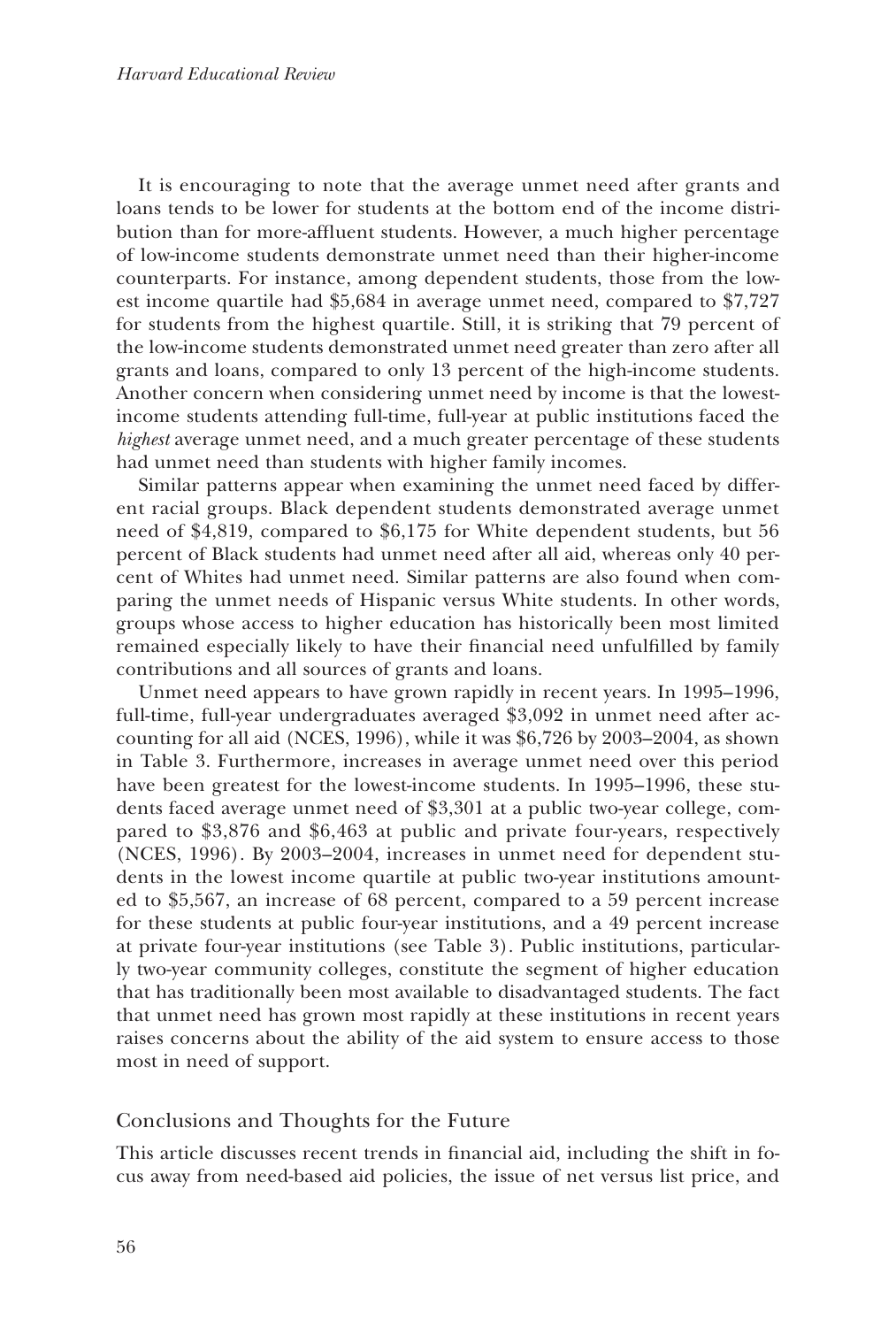It is encouraging to note that the average unmet need after grants and loans tends to be lower for students at the bottom end of the income distribution than for more-affluent students. However, a much higher percentage of low-income students demonstrate unmet need than their higher-income counterparts. For instance, among dependent students, those from the lowest income quartile had $5,684 in average unmet need, compared to $7,727 for students from the highest quartile. Still, it is striking that 79 percent of the low-income students demonstrated unmet need greater than zero after all grants and loans, compared to only 13 percent of the high-income students. Another concern when considering unmet need by income is that the lowest-income students attending full-time, full-year at public institutions faced the *highest* average unmet need, and a much greater percentage of these students had unmet need than students with higher family incomes.

Similar patterns appear when examining the unmet need faced by different racial groups. Black dependent students demonstrated average unmet need of $4,819, compared to $6,175 for White dependent students, but 56 percent of Black students had unmet need after all aid, whereas only 40 percent of Whites had unmet need. Similar patterns are also found when comparing the unmet needs of Hispanic versus White students. In other words, groups whose access to higher education has historically been most limited remained especially likely to have their financial need unfulfilled by family contributions and all sources of grants and loans.

Unmet need appears to have grown rapidly in recent years. In 1995–1996, full-time, full-year undergraduates averaged $3,092 in unmet need after accounting for all aid (NCES, 1996), while it was $6,726 by 2003–2004, as shown in Table 3. Furthermore, increases in average unmet need over this period have been greatest for the lowest-income students. In 1995–1996, these students faced average unmet need of $3,301 at a public two-year college, compared to $3,876 and $6,463 at public and private four-years, respectively (NCES, 1996). By 2003–2004, increases in unmet need for dependent students in the lowest income quartile at public two-year institutions amounted to $5,567, an increase of 68 percent, compared to a 59 percent increase for these students at public four-year institutions, and a 49 percent increase at private four-year institutions (see Table 3). Public institutions, particularly two-year community colleges, constitute the segment of higher education that has traditionally been most available to disadvantaged students. The fact that unmet need has grown most rapidly at these institutions in recent years raises concerns about the ability of the aid system to ensure access to those most in need of support.

## Conclusions and Thoughts for the Future

This article discusses recent trends in financial aid, including the shift in focus away from need-based aid policies, the issue of net versus list price, and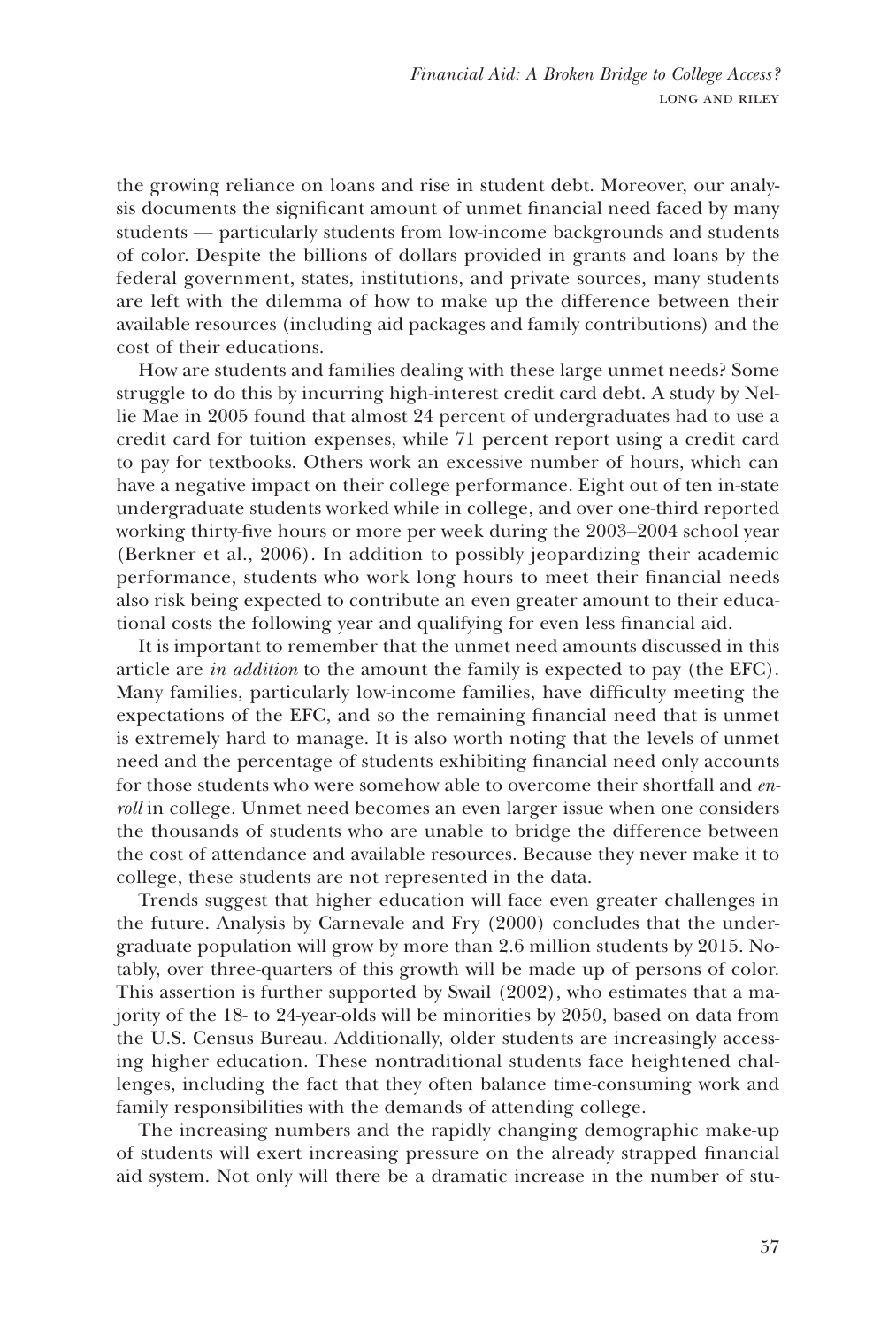the growing reliance on loans and rise in student debt. Moreover, our analysis documents the significant amount of unmet financial need faced by many students — particularly students from low-income backgrounds and students of color. Despite the billions of dollars provided in grants and loans by the federal government, states, institutions, and private sources, many students are left with the dilemma of how to make up the difference between their available resources (including aid packages and family contributions) and the cost of their educations.

How are students and families dealing with these large unmet needs? Some struggle to do this by incurring high-interest credit card debt. A study by Nellie Mae in 2005 found that almost 24 percent of undergraduates had to use a credit card for tuition expenses, while 71 percent report using a credit card to pay for textbooks. Others work an excessive number of hours, which can have a negative impact on their college performance. Eight out of ten in-state undergraduate students worked while in college, and over one-third reported working thirty-five hours or more per week during the 2003–2004 school year (Berkner et al., 2006). In addition to possibly jeopardizing their academic performance, students who work long hours to meet their financial needs also risk being expected to contribute an even greater amount to their educational costs the following year and qualifying for even less financial aid.

It is important to remember that the unmet need amounts discussed in this article are *in addition* to the amount the family is expected to pay (the EFC). Many families, particularly low-income families, have difficulty meeting the expectations of the EFC, and so the remaining financial need that is unmet is extremely hard to manage. It is also worth noting that the levels of unmet need and the percentage of students exhibiting financial need only accounts for those students who were somehow able to overcome their shortfall and *enroll* in college. Unmet need becomes an even larger issue when one considers the thousands of students who are unable to bridge the difference between the cost of attendance and available resources. Because they never make it to college, these students are not represented in the data.

Trends suggest that higher education will face even greater challenges in the future. Analysis by Carnevale and Fry (2000) concludes that the undergraduate population will grow by more than 2.6 million students by 2015. Notably, over three-quarters of this growth will be made up of persons of color. This assertion is further supported by Swail (2002), who estimates that a majority of the 18- to 24-year-olds will be minorities by 2050, based on data from the U.S. Census Bureau. Additionally, older students are increasingly accessing higher education. These nontraditional students face heightened challenges, including the fact that they often balance time-consuming work and family responsibilities with the demands of attending college.

The increasing numbers and the rapidly changing demographic make-up of students will exert increasing pressure on the already strapped financial aid system. Not only will there be a dramatic increase in the number of stu-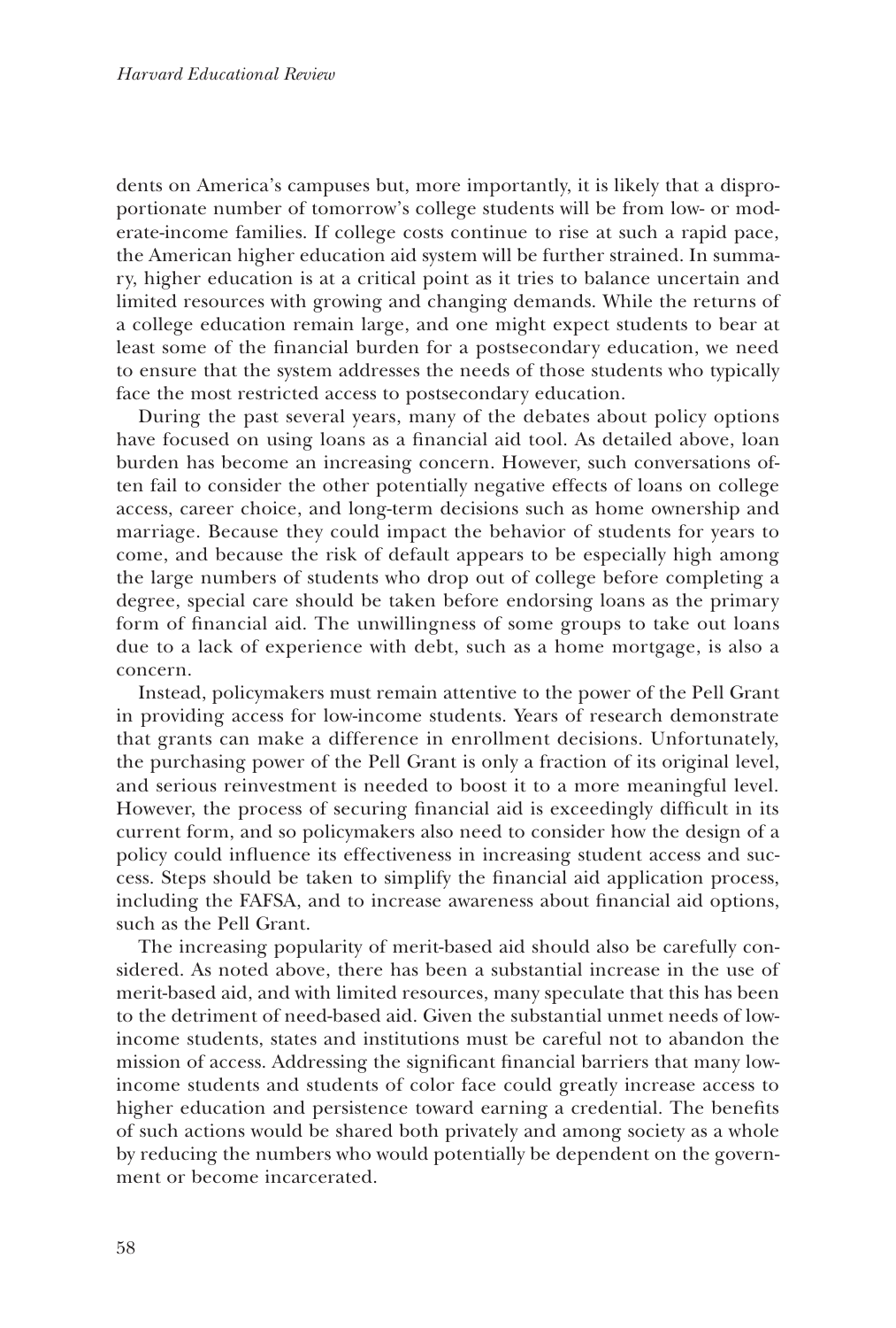dents on America's campuses but, more importantly, it is likely that a disproportionate number of tomorrow's college students will be from low- or moderate-income families. If college costs continue to rise at such a rapid pace, the American higher education aid system will be further strained. In summary, higher education is at a critical point as it tries to balance uncertain and limited resources with growing and changing demands. While the returns of a college education remain large, and one might expect students to bear at least some of the financial burden for a postsecondary education, we need to ensure that the system addresses the needs of those students who typically face the most restricted access to postsecondary education.

During the past several years, many of the debates about policy options have focused on using loans as a financial aid tool. As detailed above, loan burden has become an increasing concern. However, such conversations often fail to consider the other potentially negative effects of loans on college access, career choice, and long-term decisions such as home ownership and marriage. Because they could impact the behavior of students for years to come, and because the risk of default appears to be especially high among the large numbers of students who drop out of college before completing a degree, special care should be taken before endorsing loans as the primary form of financial aid. The unwillingness of some groups to take out loans due to a lack of experience with debt, such as a home mortgage, is also a concern.

Instead, policymakers must remain attentive to the power of the Pell Grant in providing access for low-income students. Years of research demonstrate that grants can make a difference in enrollment decisions. Unfortunately, the purchasing power of the Pell Grant is only a fraction of its original level, and serious reinvestment is needed to boost it to a more meaningful level. However, the process of securing financial aid is exceedingly difficult in its current form, and so policymakers also need to consider how the design of a policy could influence its effectiveness in increasing student access and success. Steps should be taken to simplify the financial aid application process, including the FAFSA, and to increase awareness about financial aid options, such as the Pell Grant.

The increasing popularity of merit-based aid should also be carefully considered. As noted above, there has been a substantial increase in the use of merit-based aid, and with limited resources, many speculate that this has been to the detriment of need-based aid. Given the substantial unmet needs of low-income students, states and institutions must be careful not to abandon the mission of access. Addressing the significant financial barriers that many low-income students and students of color face could greatly increase access to higher education and persistence toward earning a credential. The benefits of such actions would be shared both privately and among society as a whole by reducing the numbers who would potentially be dependent on the government or become incarcerated.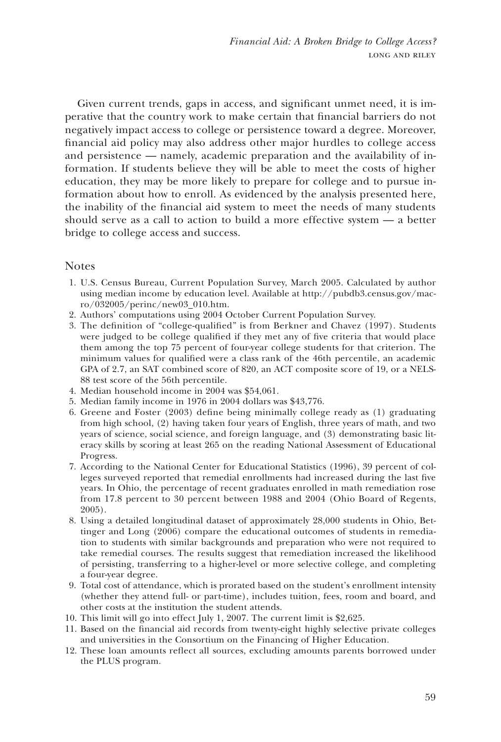Given current trends, gaps in access, and significant unmet need, it is imperative that the country work to make certain that financial barriers do not negatively impact access to college or persistence toward a degree. Moreover, financial aid policy may also address other major hurdles to college access and persistence — namely, academic preparation and the availability of information. If students believe they will be able to meet the costs of higher education, they may be more likely to prepare for college and to pursue information about how to enroll. As evidenced by the analysis presented here, the inability of the financial aid system to meet the needs of many students should serve as a call to action to build a more effective system — a better bridge to college access and success.

## Notes

1. U.S. Census Bureau, Current Population Survey, March 2005. Calculated by author using median income by education level. Available at http://pubdb3.census.gov/macro/032005/perinc/new03_010.htm.
2. Authors' computations using 2004 October Current Population Survey.
3. The definition of "college-qualified" is from Berkner and Chavez (1997). Students were judged to be college qualified if they met any of five criteria that would place them among the top 75 percent of four-year college students for that criterion. The minimum values for qualified were a class rank of the 46th percentile, an academic GPA of 2.7, an SAT combined score of 820, an ACT composite score of 19, or a NELS-88 test score of the 56th percentile.
4. Median household income in 2004 was $54,061.
5. Median family income in 1976 in 2004 dollars was $43,776.
6. Greene and Foster (2003) define being minimally college ready as (1) graduating from high school, (2) having taken four years of English, three years of math, and two years of science, social science, and foreign language, and (3) demonstrating basic literacy skills by scoring at least 265 on the reading National Assessment of Educational Progress.
7. According to the National Center for Educational Statistics (1996), 39 percent of colleges surveyed reported that remedial enrollments had increased during the last five years. In Ohio, the percentage of recent graduates enrolled in math remediation rose from 17.8 percent to 30 percent between 1988 and 2004 (Ohio Board of Regents, 2005).
8. Using a detailed longitudinal dataset of approximately 28,000 students in Ohio, Bettinger and Long (2006) compare the educational outcomes of students in remediation to students with similar backgrounds and preparation who were not required to take remedial courses. The results suggest that remediation increased the likelihood of persisting, transferring to a higher-level or more selective college, and completing a four-year degree.
9. Total cost of attendance, which is prorated based on the student's enrollment intensity (whether they attend full- or part-time), includes tuition, fees, room and board, and other costs at the institution the student attends.
10. This limit will go into effect July 1, 2007. The current limit is $2,625.
11. Based on the financial aid records from twenty-eight highly selective private colleges and universities in the Consortium on the Financing of Higher Education.
12. These loan amounts reflect all sources, excluding amounts parents borrowed under the PLUS program.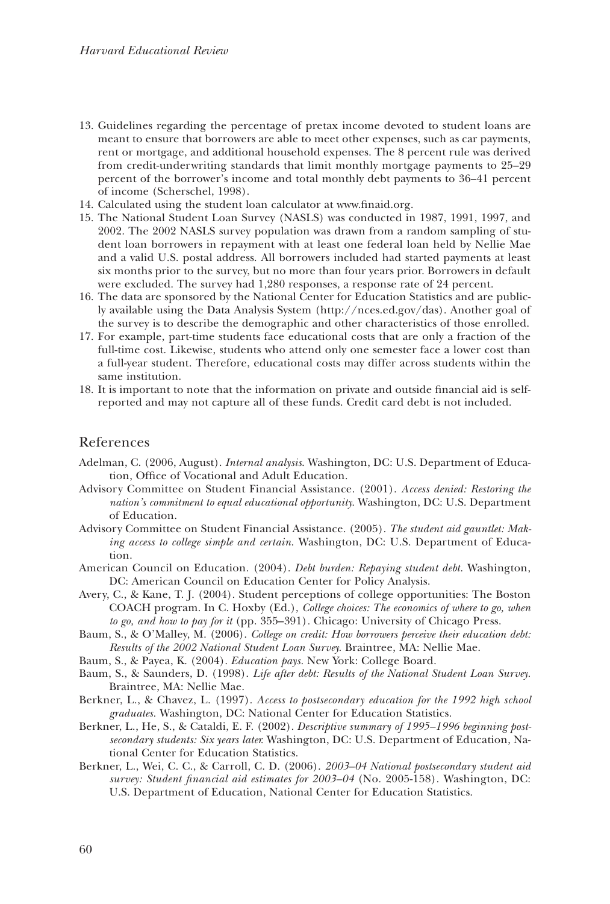13. Guidelines regarding the percentage of pretax income devoted to student loans are meant to ensure that borrowers are able to meet other expenses, such as car payments, rent or mortgage, and additional household expenses. The 8 percent rule was derived from credit-underwriting standards that limit monthly mortgage payments to 25–29 percent of the borrower's income and total monthly debt payments to 36–41 percent of income (Scherschel, 1998).
14. Calculated using the student loan calculator at www.finaid.org.
15. The National Student Loan Survey (NASLS) was conducted in 1987, 1991, 1997, and 2002. The 2002 NASLS survey population was drawn from a random sampling of student loan borrowers in repayment with at least one federal loan held by Nellie Mae and a valid U.S. postal address. All borrowers included had started payments at least six months prior to the survey, but no more than four years prior. Borrowers in default were excluded. The survey had 1,280 responses, a response rate of 24 percent.
16. The data are sponsored by the National Center for Education Statistics and are publicly available using the Data Analysis System (http://nces.ed.gov/das). Another goal of the survey is to describe the demographic and other characteristics of those enrolled.
17. For example, part-time students face educational costs that are only a fraction of the full-time cost. Likewise, students who attend only one semester face a lower cost than a full-year student. Therefore, educational costs may differ across students within the same institution.
18. It is important to note that the information on private and outside financial aid is self-reported and may not capture all of these funds. Credit card debt is not included.

## References

Adelman, C. (2006, August). *Internal analysis*. Washington, DC: U.S. Department of Education, Office of Vocational and Adult Education.

Advisory Committee on Student Financial Assistance. (2001). *Access denied: Restoring the nation's commitment to equal educational opportunity*. Washington, DC: U.S. Department of Education.

Advisory Committee on Student Financial Assistance. (2005). *The student aid gauntlet: Making access to college simple and certain*. Washington, DC: U.S. Department of Education.

American Council on Education. (2004). *Debt burden: Repaying student debt*. Washington, DC: American Council on Education Center for Policy Analysis.

Avery, C., & Kane, T. J. (2004). Student perceptions of college opportunities: The Boston COACH program. In C. Hoxby (Ed.), *College choices: The economics of where to go, when to go, and how to pay for it* (pp. 355–391). Chicago: University of Chicago Press.

Baum, S., & O'Malley, M. (2006). *College on credit: How borrowers perceive their education debt: Results of the 2002 National Student Loan Survey*. Braintree, MA: Nellie Mae.

Baum, S., & Payea, K. (2004). *Education pays*. New York: College Board.

Baum, S., & Saunders, D. (1998). *Life after debt: Results of the National Student Loan Survey*. Braintree, MA: Nellie Mae.

Berkner, L., & Chavez, L. (1997). *Access to postsecondary education for the 1992 high school graduates*. Washington, DC: National Center for Education Statistics.

Berkner, L., He, S., & Cataldi, E. F. (2002). *Descriptive summary of 1995–1996 beginning postsecondary students: Six years later*. Washington, DC: U.S. Department of Education, National Center for Education Statistics.

Berkner, L., Wei, C. C., & Carroll, C. D. (2006). *2003–04 National postsecondary student aid survey: Student financial aid estimates for 2003–04* (No. 2005-158). Washington, DC: U.S. Department of Education, National Center for Education Statistics.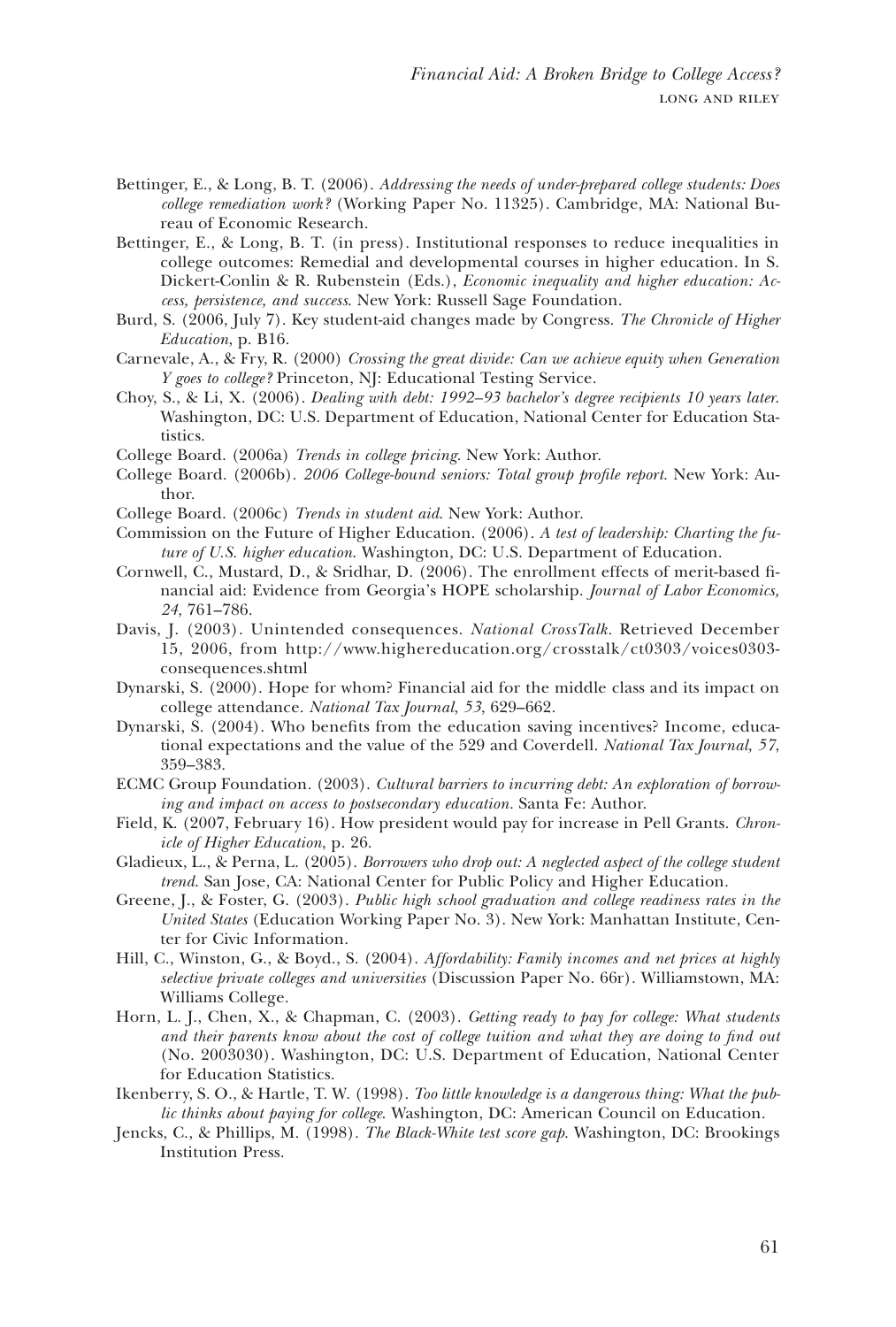Bettinger, E., & Long, B. T. (2006). *Addressing the needs of under-prepared college students: Does college remediation work?* (Working Paper No. 11325). Cambridge, MA: National Bureau of Economic Research.

Bettinger, E., & Long, B. T. (in press). Institutional responses to reduce inequalities in college outcomes: Remedial and developmental courses in higher education. In S. Dickert-Conlin & R. Rubenstein (Eds.), *Economic inequality and higher education: Access, persistence, and success*. New York: Russell Sage Foundation.

Burd, S. (2006, July 7). Key student-aid changes made by Congress. *The Chronicle of Higher Education*, p. B16.

Carnevale, A., & Fry, R. (2000) *Crossing the great divide: Can we achieve equity when Generation Y goes to college?* Princeton, NJ: Educational Testing Service.

Choy, S., & Li, X. (2006). *Dealing with debt: 1992–93 bachelor's degree recipients 10 years later*. Washington, DC: U.S. Department of Education, National Center for Education Statistics.

College Board. (2006a) *Trends in college pricing*. New York: Author.

College Board. (2006b). *2006 College-bound seniors: Total group profile report*. New York: Author.

College Board. (2006c) *Trends in student aid*. New York: Author.

Commission on the Future of Higher Education. (2006). *A test of leadership: Charting the future of U.S. higher education*. Washington, DC: U.S. Department of Education.

Cornwell, C., Mustard, D., & Sridhar, D. (2006). The enrollment effects of merit-based financial aid: Evidence from Georgia's HOPE scholarship. *Journal of Labor Economics, 24*, 761–786.

Davis, J. (2003). Unintended consequences. *National CrossTalk*. Retrieved December 15, 2006, from http://www.highereducation.org/crosstalk/ct0303/voices0303-consequences.shtml

Dynarski, S. (2000). Hope for whom? Financial aid for the middle class and its impact on college attendance. *National Tax Journal, 53*, 629–662.

Dynarski, S. (2004). Who benefits from the education saving incentives? Income, educational expectations and the value of the 529 and Coverdell. *National Tax Journal, 57*, 359–383.

ECMC Group Foundation. (2003). *Cultural barriers to incurring debt: An exploration of borrowing and impact on access to postsecondary education*. Santa Fe: Author.

Field, K. (2007, February 16). How president would pay for increase in Pell Grants. *Chronicle of Higher Education*, p. 26.

Gladieux, L., & Perna, L. (2005). *Borrowers who drop out: A neglected aspect of the college student trend*. San Jose, CA: National Center for Public Policy and Higher Education.

Greene, J., & Foster, G. (2003). *Public high school graduation and college readiness rates in the United States* (Education Working Paper No. 3). New York: Manhattan Institute, Center for Civic Information.

Hill, C., Winston, G., & Boyd., S. (2004). *Affordability: Family incomes and net prices at highly selective private colleges and universities* (Discussion Paper No. 66r). Williamstown, MA: Williams College.

Horn, L. J., Chen, X., & Chapman, C. (2003). *Getting ready to pay for college: What students and their parents know about the cost of college tuition and what they are doing to find out* (No. 2003030). Washington, DC: U.S. Department of Education, National Center for Education Statistics.

Ikenberry, S. O., & Hartle, T. W. (1998). *Too little knowledge is a dangerous thing: What the public thinks about paying for college*. Washington, DC: American Council on Education.

Jencks, C., & Phillips, M. (1998). *The Black-White test score gap*. Washington, DC: Brookings Institution Press.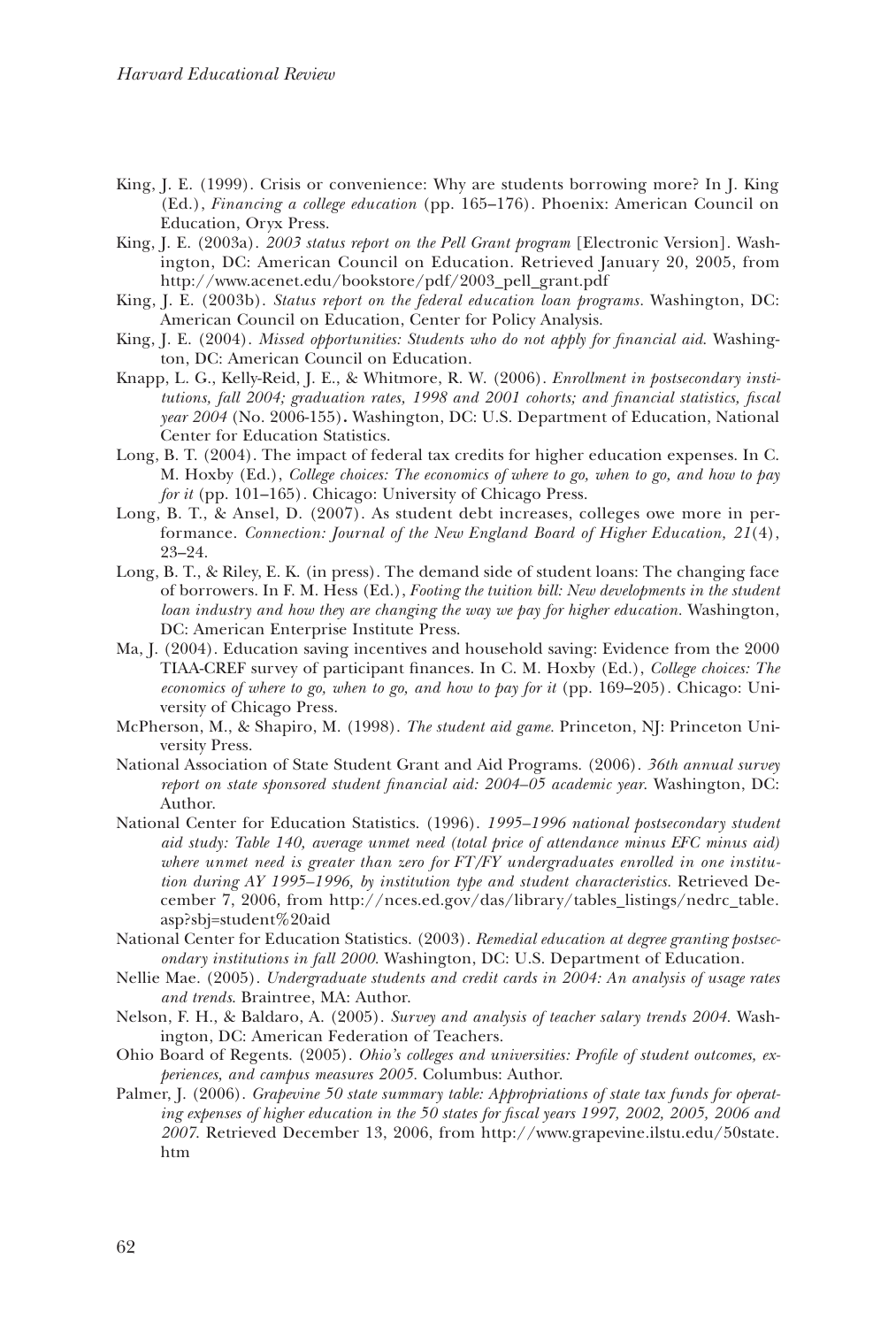King, J. E. (1999). Crisis or convenience: Why are students borrowing more? In J. King (Ed.), *Financing a college education* (pp. 165–176). Phoenix: American Council on Education, Oryx Press.

King, J. E. (2003a). *2003 status report on the Pell Grant program* [Electronic Version]. Washington, DC: American Council on Education. Retrieved January 20, 2005, from http://www.acenet.edu/bookstore/pdf/2003_pell_grant.pdf

King, J. E. (2003b). *Status report on the federal education loan programs.* Washington, DC: American Council on Education, Center for Policy Analysis.

King, J. E. (2004). *Missed opportunities: Students who do not apply for financial aid.* Washington, DC: American Council on Education.

Knapp, L. G., Kelly-Reid, J. E., & Whitmore, R. W. (2006). *Enrollment in postsecondary institutions, fall 2004; graduation rates, 1998 and 2001 cohorts; and financial statistics, fiscal year 2004* (No. 2006-155)**.** Washington, DC: U.S. Department of Education, National Center for Education Statistics.

Long, B. T. (2004). The impact of federal tax credits for higher education expenses. In C. M. Hoxby (Ed.), *College choices: The economics of where to go, when to go, and how to pay for it* (pp. 101–165). Chicago: University of Chicago Press.

Long, B. T., & Ansel, D. (2007). As student debt increases, colleges owe more in performance. *Connection: Journal of the New England Board of Higher Education, 21*(4), 23–24.

Long, B. T., & Riley, E. K. (in press). The demand side of student loans: The changing face of borrowers. In F. M. Hess (Ed.), *Footing the tuition bill: New developments in the student loan industry and how they are changing the way we pay for higher education.* Washington, DC: American Enterprise Institute Press.

Ma, J. (2004). Education saving incentives and household saving: Evidence from the 2000 TIAA-CREF survey of participant finances. In C. M. Hoxby (Ed.), *College choices: The economics of where to go, when to go, and how to pay for it* (pp. 169–205). Chicago: University of Chicago Press.

McPherson, M., & Shapiro, M. (1998). *The student aid game.* Princeton, NJ: Princeton University Press.

National Association of State Student Grant and Aid Programs. (2006). *36th annual survey report on state sponsored student financial aid: 2004–05 academic year.* Washington, DC: Author.

National Center for Education Statistics. (1996). *1995–1996 national postsecondary student aid study: Table 140, average unmet need (total price of attendance minus EFC minus aid) where unmet need is greater than zero for FT/FY undergraduates enrolled in one institution during AY 1995–1996, by institution type and student characteristics.* Retrieved December 7, 2006, from http://nces.ed.gov/das/library/tables_listings/nedrc_table.asp?sbj=student%20aid

National Center for Education Statistics. (2003). *Remedial education at degree granting postsecondary institutions in fall 2000.* Washington, DC: U.S. Department of Education.

Nellie Mae. (2005). *Undergraduate students and credit cards in 2004: An analysis of usage rates and trends.* Braintree, MA: Author.

Nelson, F. H., & Baldaro, A. (2005). *Survey and analysis of teacher salary trends 2004.* Washington, DC: American Federation of Teachers.

Ohio Board of Regents. (2005). *Ohio's colleges and universities: Profile of student outcomes, experiences, and campus measures 2005.* Columbus: Author.

Palmer, J. (2006). *Grapevine 50 state summary table: Appropriations of state tax funds for operating expenses of higher education in the 50 states for fiscal years 1997, 2002, 2005, 2006 and 2007.* Retrieved December 13, 2006, from http://www.grapevine.ilstu.edu/50state.htm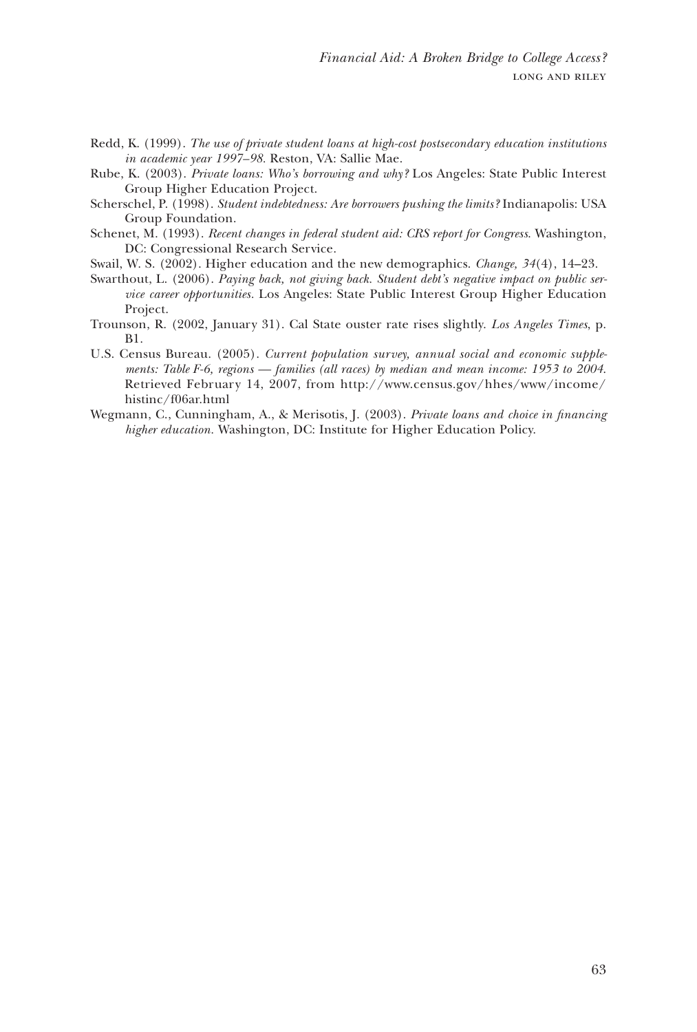Redd, K. (1999). *The use of private student loans at high-cost postsecondary education institutions in academic year 1997–98.* Reston, VA: Sallie Mae.

Rube, K. (2003). *Private loans: Who's borrowing and why?* Los Angeles: State Public Interest Group Higher Education Project.

Scherschel, P. (1998). *Student indebtedness: Are borrowers pushing the limits?* Indianapolis: USA Group Foundation.

Schenet, M. (1993). *Recent changes in federal student aid: CRS report for Congress.* Washington, DC: Congressional Research Service.

Swail, W. S. (2002). Higher education and the new demographics. *Change, 34*(4), 14–23.

Swarthout, L. (2006). *Paying back, not giving back. Student debt's negative impact on public service career opportunities.* Los Angeles: State Public Interest Group Higher Education Project.

Trounson, R. (2002, January 31). Cal State ouster rate rises slightly. *Los Angeles Times*, p. B1.

U.S. Census Bureau. (2005). *Current population survey, annual social and economic supplements: Table F-6, regions — families (all races) by median and mean income: 1953 to 2004.* Retrieved February 14, 2007, from http://www.census.gov/hhes/www/income/histinc/f06ar.html

Wegmann, C., Cunningham, A., & Merisotis, J. (2003). *Private loans and choice in financing higher education.* Washington, DC: Institute for Higher Education Policy.